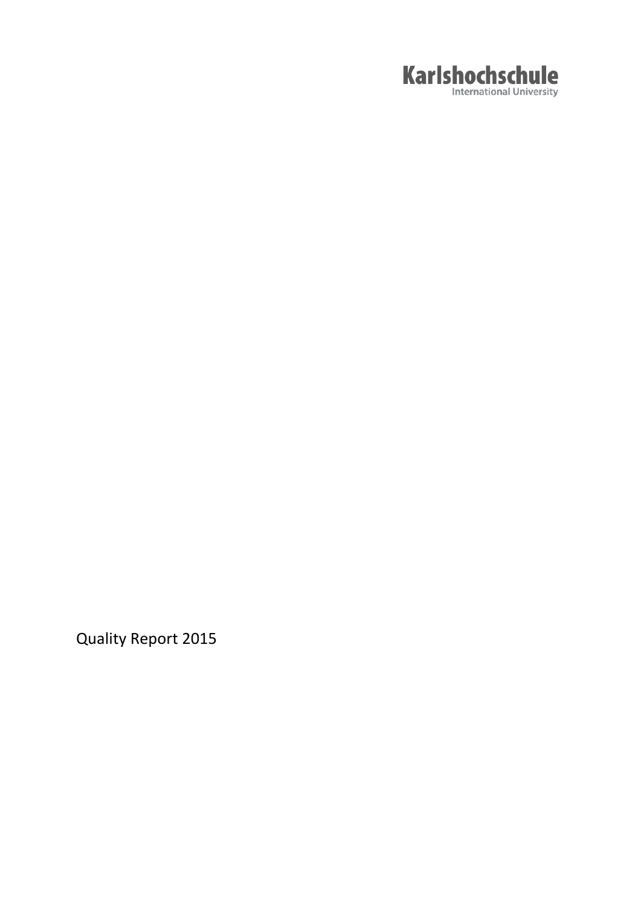Karlshochschule
International University

# Quality Report 2015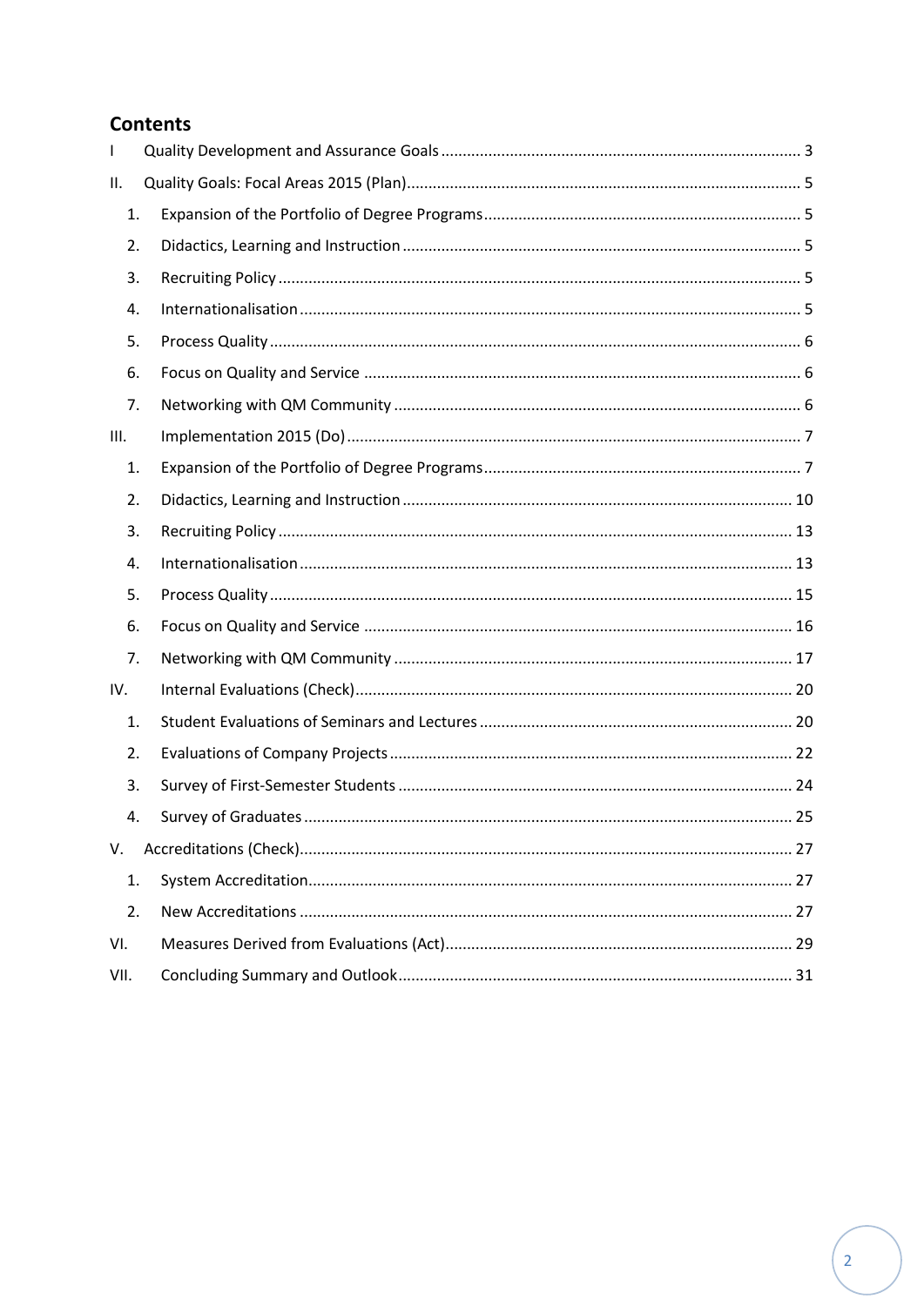## Contents

I Quality Development and Assurance Goals ..... 3

II. Quality Goals: Focal Areas 2015 (Plan) ..... 5

1. Expansion of the Portfolio of Degree Programs ..... 5
2. Didactics, Learning and Instruction ..... 5
3. Recruiting Policy ..... 5
4. Internationalisation ..... 5
5. Process Quality ..... 6
6. Focus on Quality and Service ..... 6
7. Networking with QM Community ..... 6

III. Implementation 2015 (Do) ..... 7

1. Expansion of the Portfolio of Degree Programs ..... 7
2. Didactics, Learning and Instruction ..... 10
3. Recruiting Policy ..... 13
4. Internationalisation ..... 13
5. Process Quality ..... 15
6. Focus on Quality and Service ..... 16
7. Networking with QM Community ..... 17

IV. Internal Evaluations (Check) ..... 20

1. Student Evaluations of Seminars and Lectures ..... 20
2. Evaluations of Company Projects ..... 22
3. Survey of First-Semester Students ..... 24
4. Survey of Graduates ..... 25

V. Accreditations (Check) ..... 27

1. System Accreditation ..... 27
2. New Accreditations ..... 27

VI. Measures Derived from Evaluations (Act) ..... 29

VII. Concluding Summary and Outlook ..... 31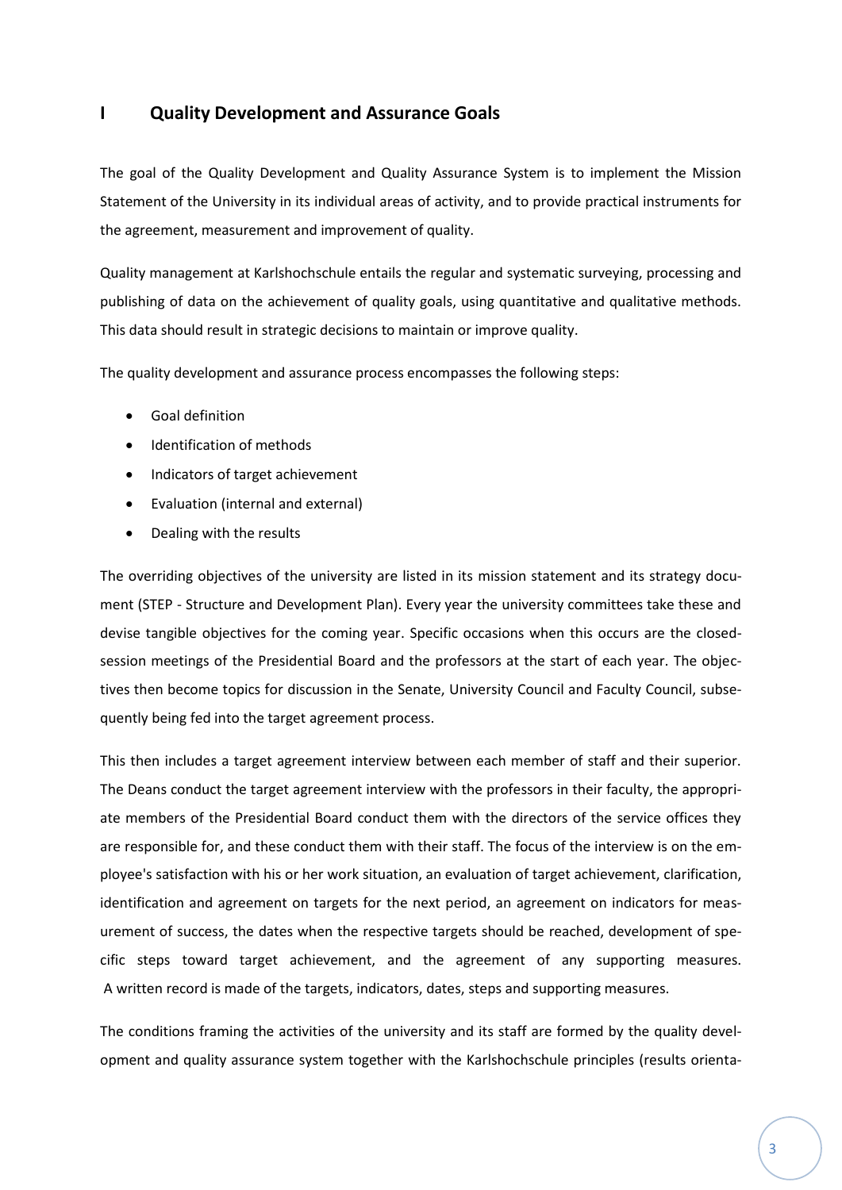# I Quality Development and Assurance Goals

The goal of the Quality Development and Quality Assurance System is to implement the Mission Statement of the University in its individual areas of activity, and to provide practical instruments for the agreement, measurement and improvement of quality.

Quality management at Karlshochschule entails the regular and systematic surveying, processing and publishing of data on the achievement of quality goals, using quantitative and qualitative methods. This data should result in strategic decisions to maintain or improve quality.

The quality development and assurance process encompasses the following steps:

- Goal definition
- Identification of methods
- Indicators of target achievement
- Evaluation (internal and external)
- Dealing with the results

The overriding objectives of the university are listed in its mission statement and its strategy document (STEP - Structure and Development Plan). Every year the university committees take these and devise tangible objectives for the coming year. Specific occasions when this occurs are the closed-session meetings of the Presidential Board and the professors at the start of each year. The objectives then become topics for discussion in the Senate, University Council and Faculty Council, subsequently being fed into the target agreement process.

This then includes a target agreement interview between each member of staff and their superior. The Deans conduct the target agreement interview with the professors in their faculty, the appropriate members of the Presidential Board conduct them with the directors of the service offices they are responsible for, and these conduct them with their staff. The focus of the interview is on the employee's satisfaction with his or her work situation, an evaluation of target achievement, clarification, identification and agreement on targets for the next period, an agreement on indicators for measurement of success, the dates when the respective targets should be reached, development of specific steps toward target achievement, and the agreement of any supporting measures. A written record is made of the targets, indicators, dates, steps and supporting measures.

The conditions framing the activities of the university and its staff are formed by the quality development and quality assurance system together with the Karlshochschule principles (results orienta-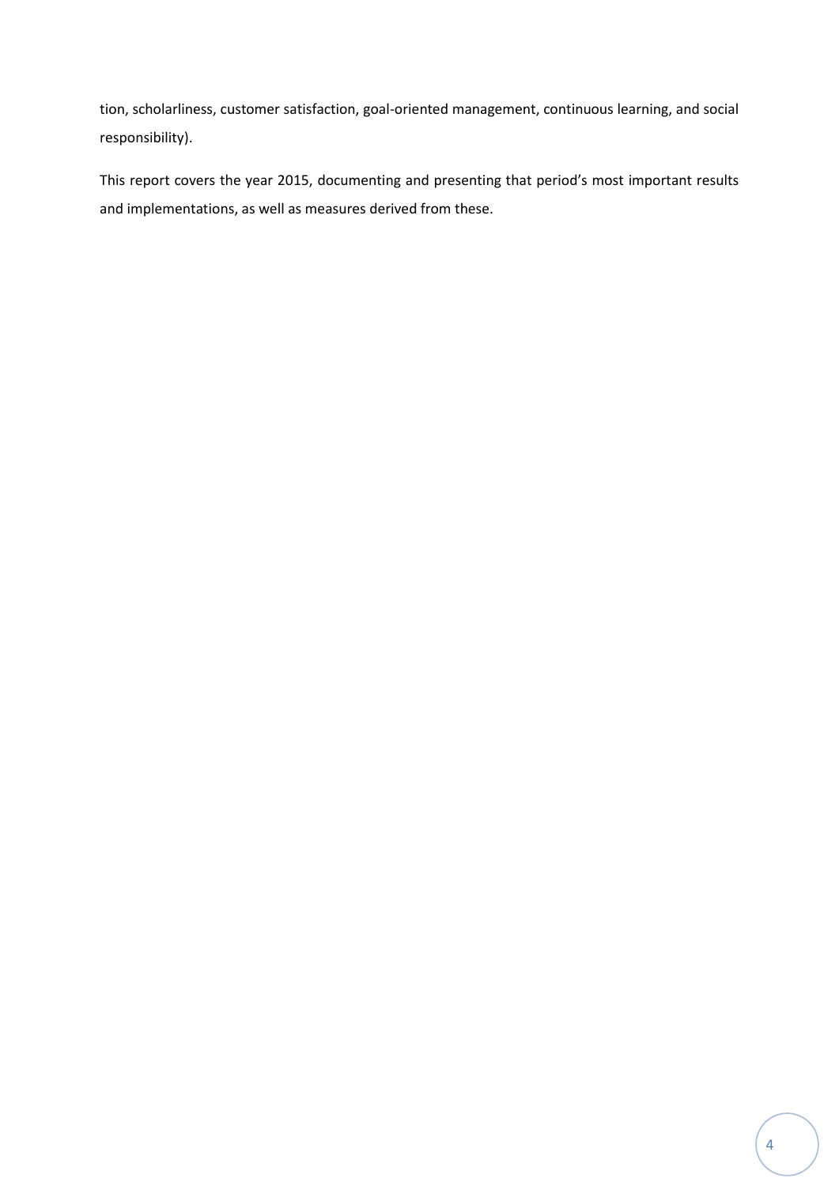tion, scholarliness, customer satisfaction, goal-oriented management, continuous learning, and social responsibility).

This report covers the year 2015, documenting and presenting that period's most important results and implementations, as well as measures derived from these.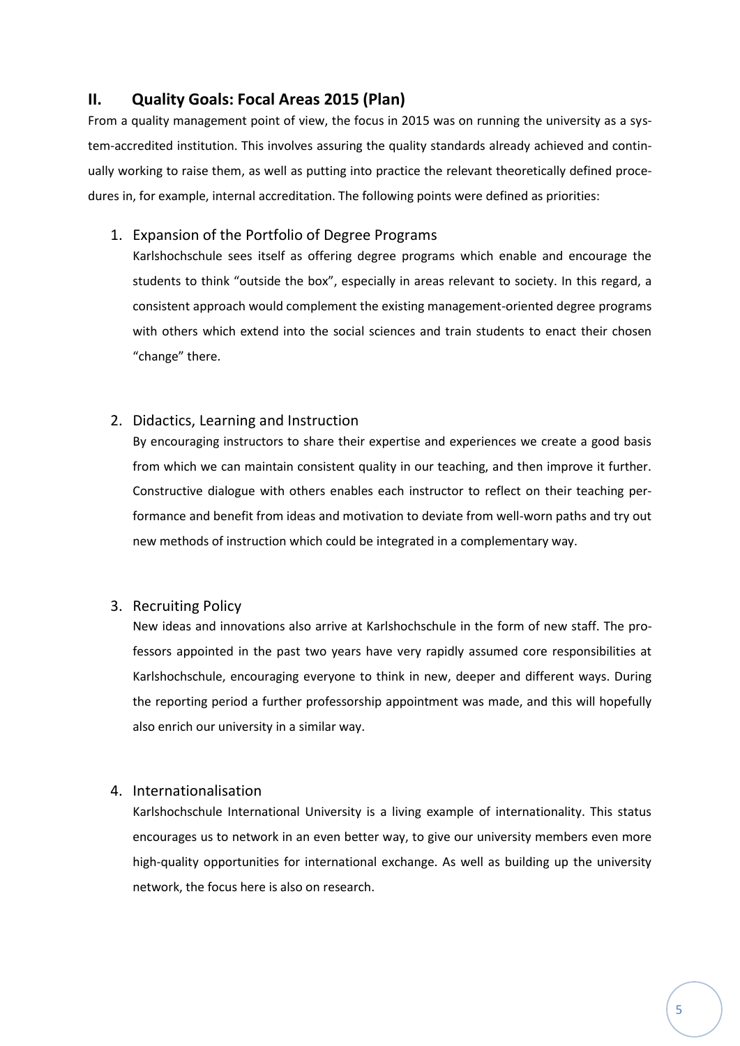## II. Quality Goals: Focal Areas 2015 (Plan)

From a quality management point of view, the focus in 2015 was on running the university as a system-accredited institution. This involves assuring the quality standards already achieved and continually working to raise them, as well as putting into practice the relevant theoretically defined procedures in, for example, internal accreditation. The following points were defined as priorities:

1. Expansion of the Portfolio of Degree Programs

   Karlshochschule sees itself as offering degree programs which enable and encourage the students to think "outside the box", especially in areas relevant to society. In this regard, a consistent approach would complement the existing management-oriented degree programs with others which extend into the social sciences and train students to enact their chosen "change" there.

2. Didactics, Learning and Instruction

   By encouraging instructors to share their expertise and experiences we create a good basis from which we can maintain consistent quality in our teaching, and then improve it further. Constructive dialogue with others enables each instructor to reflect on their teaching performance and benefit from ideas and motivation to deviate from well-worn paths and try out new methods of instruction which could be integrated in a complementary way.

3. Recruiting Policy

   New ideas and innovations also arrive at Karlshochschule in the form of new staff. The professors appointed in the past two years have very rapidly assumed core responsibilities at Karlshochschule, encouraging everyone to think in new, deeper and different ways. During the reporting period a further professorship appointment was made, and this will hopefully also enrich our university in a similar way.

4. Internationalisation

   Karlshochschule International University is a living example of internationality. This status encourages us to network in an even better way, to give our university members even more high-quality opportunities for international exchange. As well as building up the university network, the focus here is also on research.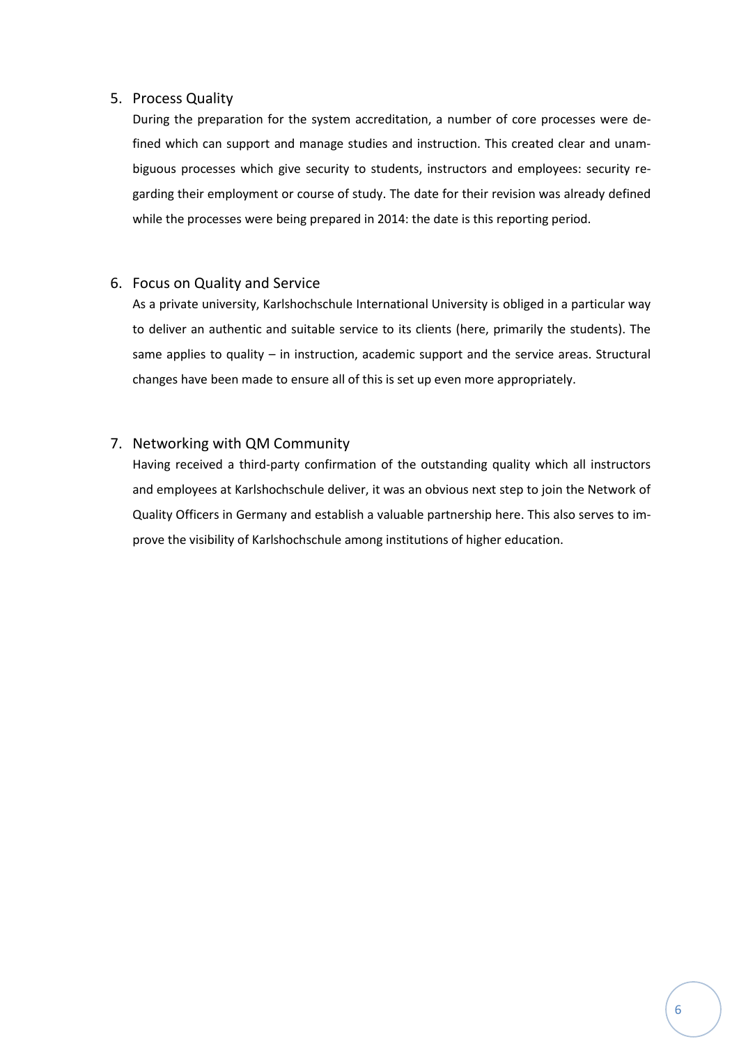5. Process Quality

   During the preparation for the system accreditation, a number of core processes were defined which can support and manage studies and instruction. This created clear and unambiguous processes which give security to students, instructors and employees: security regarding their employment or course of study. The date for their revision was already defined while the processes were being prepared in 2014: the date is this reporting period.

6. Focus on Quality and Service

   As a private university, Karlshochschule International University is obliged in a particular way to deliver an authentic and suitable service to its clients (here, primarily the students). The same applies to quality – in instruction, academic support and the service areas. Structural changes have been made to ensure all of this is set up even more appropriately.

7. Networking with QM Community

   Having received a third-party confirmation of the outstanding quality which all instructors and employees at Karlshochschule deliver, it was an obvious next step to join the Network of Quality Officers in Germany and establish a valuable partnership here. This also serves to improve the visibility of Karlshochschule among institutions of higher education.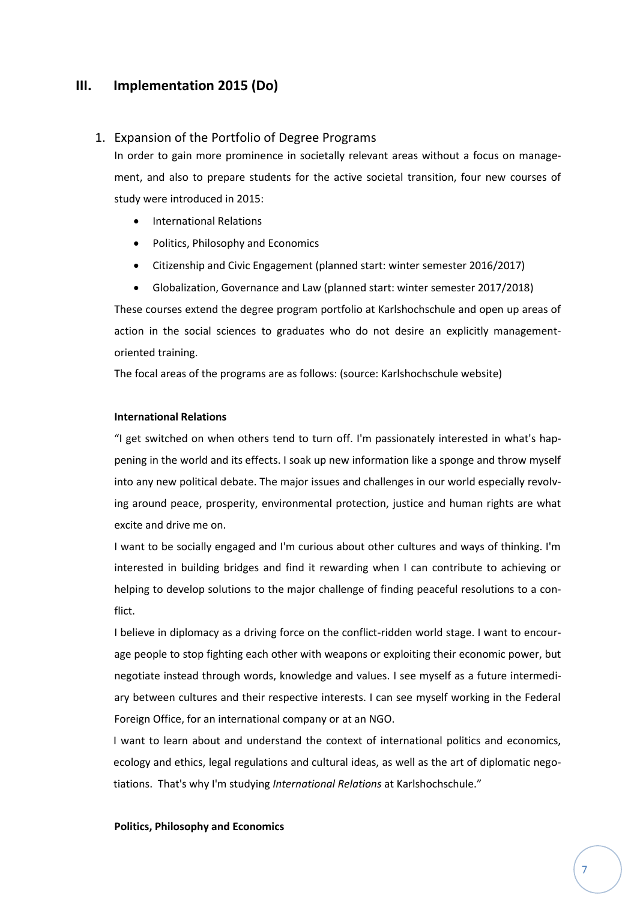## III. Implementation 2015 (Do)

### 1. Expansion of the Portfolio of Degree Programs

In order to gain more prominence in societally relevant areas without a focus on management, and also to prepare students for the active societal transition, four new courses of study were introduced in 2015:

- International Relations
- Politics, Philosophy and Economics
- Citizenship and Civic Engagement (planned start: winter semester 2016/2017)
- Globalization, Governance and Law (planned start: winter semester 2017/2018)

These courses extend the degree program portfolio at Karlshochschule and open up areas of action in the social sciences to graduates who do not desire an explicitly management-oriented training.

The focal areas of the programs are as follows: (source: Karlshochschule website)

**International Relations**

"I get switched on when others tend to turn off. I'm passionately interested in what's happening in the world and its effects. I soak up new information like a sponge and throw myself into any new political debate. The major issues and challenges in our world especially revolving around peace, prosperity, environmental protection, justice and human rights are what excite and drive me on.

I want to be socially engaged and I'm curious about other cultures and ways of thinking. I'm interested in building bridges and find it rewarding when I can contribute to achieving or helping to develop solutions to the major challenge of finding peaceful resolutions to a conflict.

I believe in diplomacy as a driving force on the conflict-ridden world stage. I want to encourage people to stop fighting each other with weapons or exploiting their economic power, but negotiate instead through words, knowledge and values. I see myself as a future intermediary between cultures and their respective interests. I can see myself working in the Federal Foreign Office, for an international company or at an NGO.

I want to learn about and understand the context of international politics and economics, ecology and ethics, legal regulations and cultural ideas, as well as the art of diplomatic negotiations. That's why I'm studying *International Relations* at Karlshochschule."

**Politics, Philosophy and Economics**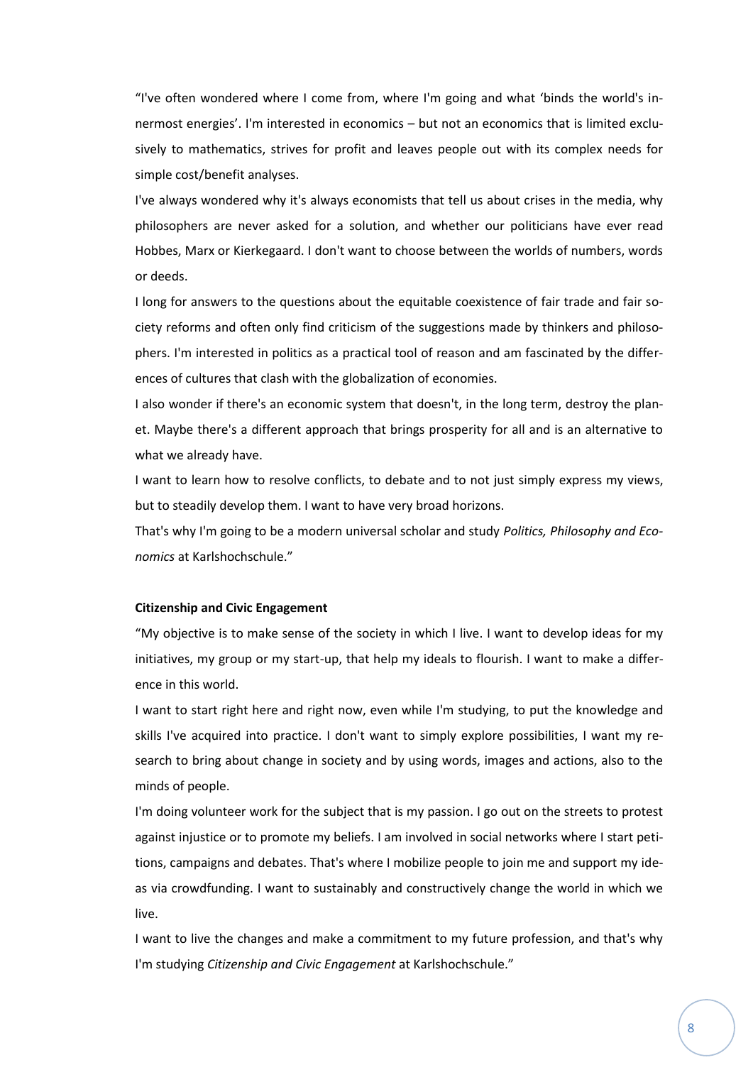"I've often wondered where I come from, where I'm going and what 'binds the world's innermost energies'. I'm interested in economics – but not an economics that is limited exclusively to mathematics, strives for profit and leaves people out with its complex needs for simple cost/benefit analyses.

I've always wondered why it's always economists that tell us about crises in the media, why philosophers are never asked for a solution, and whether our politicians have ever read Hobbes, Marx or Kierkegaard. I don't want to choose between the worlds of numbers, words or deeds.

I long for answers to the questions about the equitable coexistence of fair trade and fair society reforms and often only find criticism of the suggestions made by thinkers and philosophers. I'm interested in politics as a practical tool of reason and am fascinated by the differences of cultures that clash with the globalization of economies.

I also wonder if there's an economic system that doesn't, in the long term, destroy the planet. Maybe there's a different approach that brings prosperity for all and is an alternative to what we already have.

I want to learn how to resolve conflicts, to debate and to not just simply express my views, but to steadily develop them. I want to have very broad horizons.

That's why I'm going to be a modern universal scholar and study *Politics, Philosophy and Economics* at Karlshochschule."

**Citizenship and Civic Engagement**

"My objective is to make sense of the society in which I live. I want to develop ideas for my initiatives, my group or my start-up, that help my ideals to flourish. I want to make a difference in this world.

I want to start right here and right now, even while I'm studying, to put the knowledge and skills I've acquired into practice. I don't want to simply explore possibilities, I want my research to bring about change in society and by using words, images and actions, also to the minds of people.

I'm doing volunteer work for the subject that is my passion. I go out on the streets to protest against injustice or to promote my beliefs. I am involved in social networks where I start petitions, campaigns and debates. That's where I mobilize people to join me and support my ideas via crowdfunding. I want to sustainably and constructively change the world in which we live.

I want to live the changes and make a commitment to my future profession, and that's why I'm studying *Citizenship and Civic Engagement* at Karlshochschule."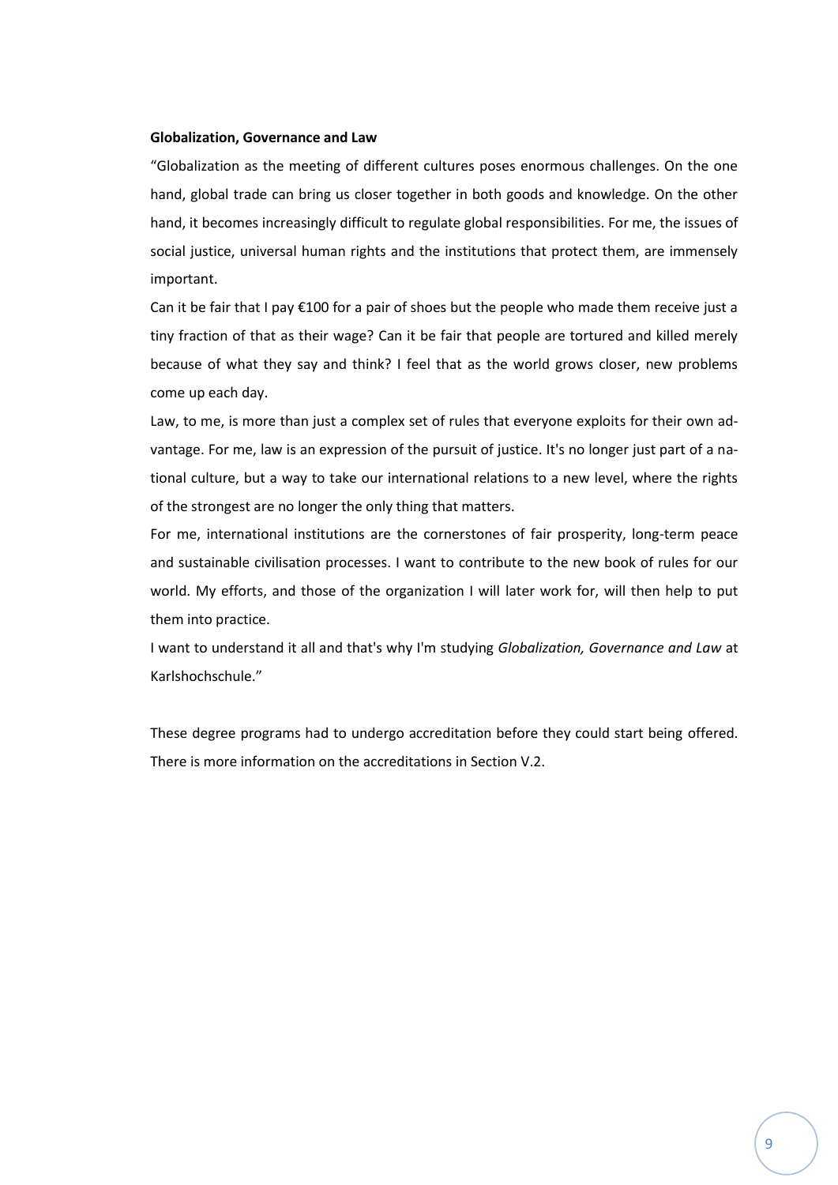**Globalization, Governance and Law**

“Globalization as the meeting of different cultures poses enormous challenges. On the one hand, global trade can bring us closer together in both goods and knowledge. On the other hand, it becomes increasingly difficult to regulate global responsibilities. For me, the issues of social justice, universal human rights and the institutions that protect them, are immensely important.

Can it be fair that I pay €100 for a pair of shoes but the people who made them receive just a tiny fraction of that as their wage? Can it be fair that people are tortured and killed merely because of what they say and think? I feel that as the world grows closer, new problems come up each day.

Law, to me, is more than just a complex set of rules that everyone exploits for their own advantage. For me, law is an expression of the pursuit of justice. It's no longer just part of a national culture, but a way to take our international relations to a new level, where the rights of the strongest are no longer the only thing that matters.

For me, international institutions are the cornerstones of fair prosperity, long-term peace and sustainable civilisation processes. I want to contribute to the new book of rules for our world. My efforts, and those of the organization I will later work for, will then help to put them into practice.

I want to understand it all and that's why I'm studying *Globalization, Governance and Law* at Karlshochschule.”

These degree programs had to undergo accreditation before they could start being offered. There is more information on the accreditations in Section V.2.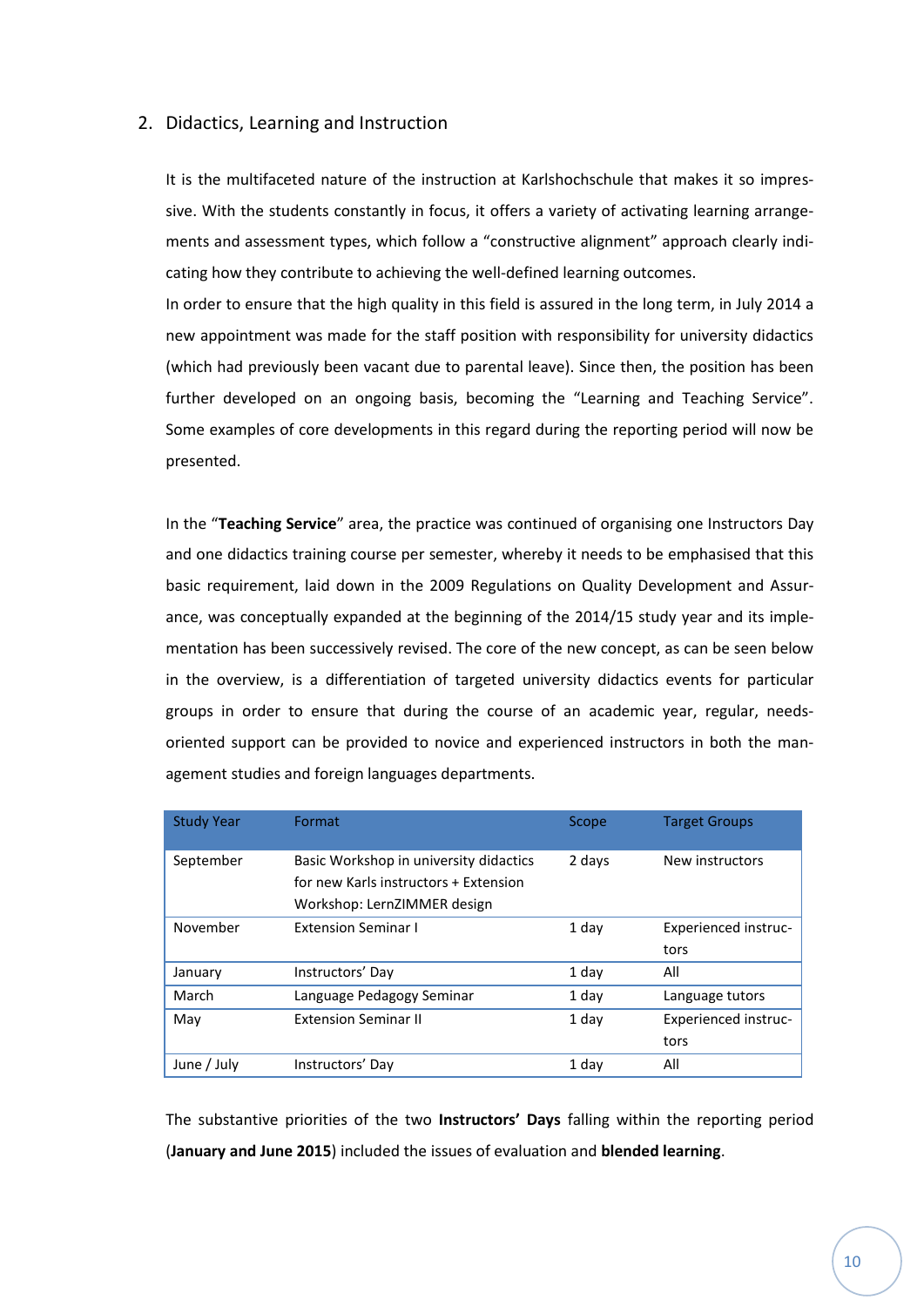## 2. Didactics, Learning and Instruction

It is the multifaceted nature of the instruction at Karlshochschule that makes it so impressive. With the students constantly in focus, it offers a variety of activating learning arrangements and assessment types, which follow a "constructive alignment" approach clearly indicating how they contribute to achieving the well-defined learning outcomes.

In order to ensure that the high quality in this field is assured in the long term, in July 2014 a new appointment was made for the staff position with responsibility for university didactics (which had previously been vacant due to parental leave). Since then, the position has been further developed on an ongoing basis, becoming the "Learning and Teaching Service". Some examples of core developments in this regard during the reporting period will now be presented.

In the "**Teaching Service**" area, the practice was continued of organising one Instructors Day and one didactics training course per semester, whereby it needs to be emphasised that this basic requirement, laid down in the 2009 Regulations on Quality Development and Assurance, was conceptually expanded at the beginning of the 2014/15 study year and its implementation has been successively revised. The core of the new concept, as can be seen below in the overview, is a differentiation of targeted university didactics events for particular groups in order to ensure that during the course of an academic year, regular, needs-oriented support can be provided to novice and experienced instructors in both the management studies and foreign languages departments.

| Study Year | Format | Scope | Target Groups |
|---|---|---|---|
| September | Basic Workshop in university didactics for new Karls instructors + Extension Workshop: LernZIMMER design | 2 days | New instructors |
| November | Extension Seminar I | 1 day | Experienced instructors |
| January | Instructors' Day | 1 day | All |
| March | Language Pedagogy Seminar | 1 day | Language tutors |
| May | Extension Seminar II | 1 day | Experienced instructors |
| June / July | Instructors' Day | 1 day | All |

The substantive priorities of the two **Instructors' Days** falling within the reporting period (**January and June 2015**) included the issues of evaluation and **blended learning**.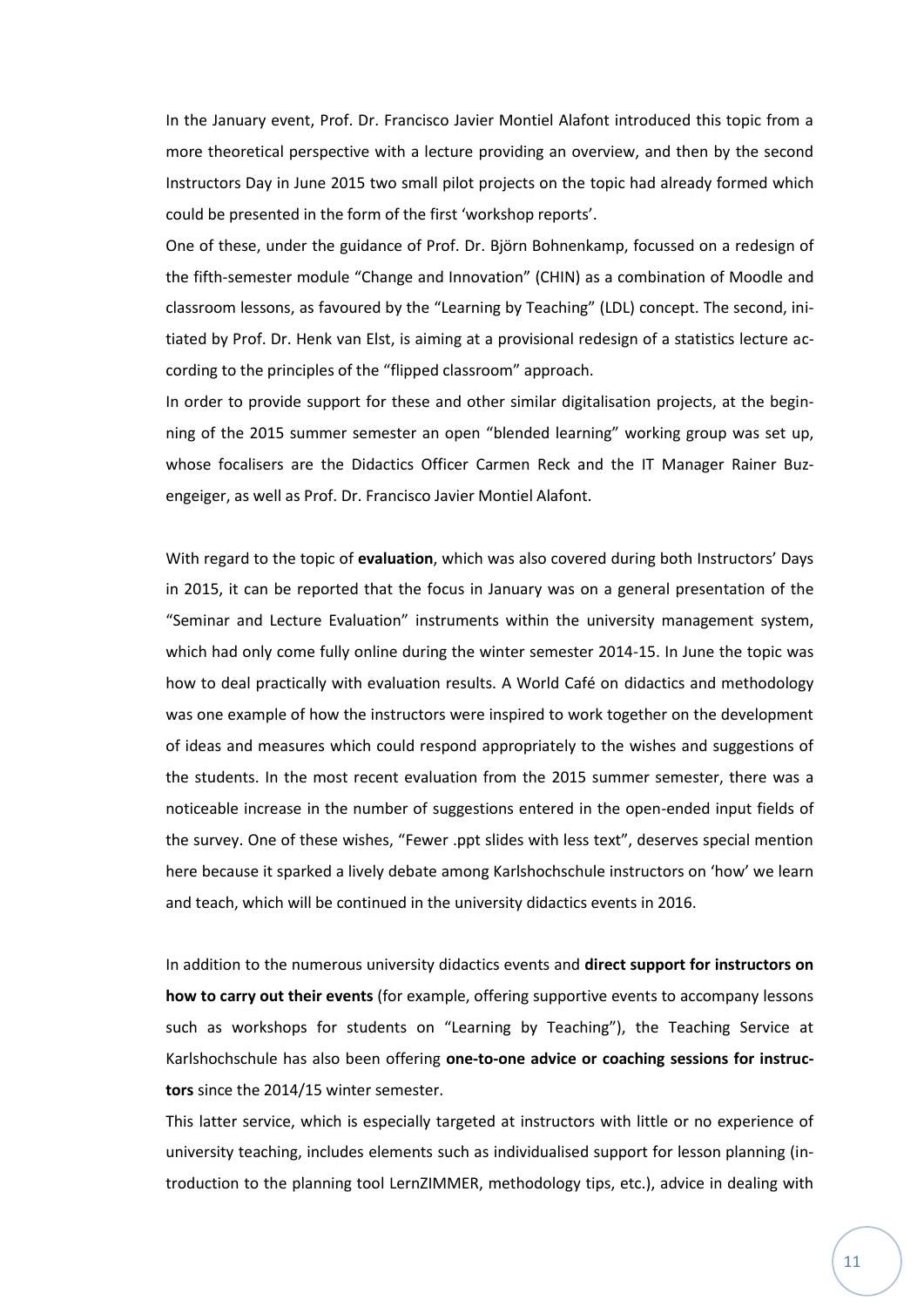In the January event, Prof. Dr. Francisco Javier Montiel Alafont introduced this topic from a more theoretical perspective with a lecture providing an overview, and then by the second Instructors Day in June 2015 two small pilot projects on the topic had already formed which could be presented in the form of the first 'workshop reports'.

One of these, under the guidance of Prof. Dr. Björn Bohnenkamp, focussed on a redesign of the fifth-semester module "Change and Innovation" (CHIN) as a combination of Moodle and classroom lessons, as favoured by the "Learning by Teaching" (LDL) concept. The second, initiated by Prof. Dr. Henk van Elst, is aiming at a provisional redesign of a statistics lecture according to the principles of the "flipped classroom" approach.

In order to provide support for these and other similar digitalisation projects, at the beginning of the 2015 summer semester an open "blended learning" working group was set up, whose focalisers are the Didactics Officer Carmen Reck and the IT Manager Rainer Buzengeiger, as well as Prof. Dr. Francisco Javier Montiel Alafont.

With regard to the topic of **evaluation**, which was also covered during both Instructors' Days in 2015, it can be reported that the focus in January was on a general presentation of the "Seminar and Lecture Evaluation" instruments within the university management system, which had only come fully online during the winter semester 2014-15. In June the topic was how to deal practically with evaluation results. A World Café on didactics and methodology was one example of how the instructors were inspired to work together on the development of ideas and measures which could respond appropriately to the wishes and suggestions of the students. In the most recent evaluation from the 2015 summer semester, there was a noticeable increase in the number of suggestions entered in the open-ended input fields of the survey. One of these wishes, "Fewer .ppt slides with less text", deserves special mention here because it sparked a lively debate among Karlshochschule instructors on 'how' we learn and teach, which will be continued in the university didactics events in 2016.

In addition to the numerous university didactics events and **direct support for instructors on how to carry out their events** (for example, offering supportive events to accompany lessons such as workshops for students on "Learning by Teaching"), the Teaching Service at Karlshochschule has also been offering **one-to-one advice or coaching sessions for instructors** since the 2014/15 winter semester.

This latter service, which is especially targeted at instructors with little or no experience of university teaching, includes elements such as individualised support for lesson planning (introduction to the planning tool LernZIMMER, methodology tips, etc.), advice in dealing with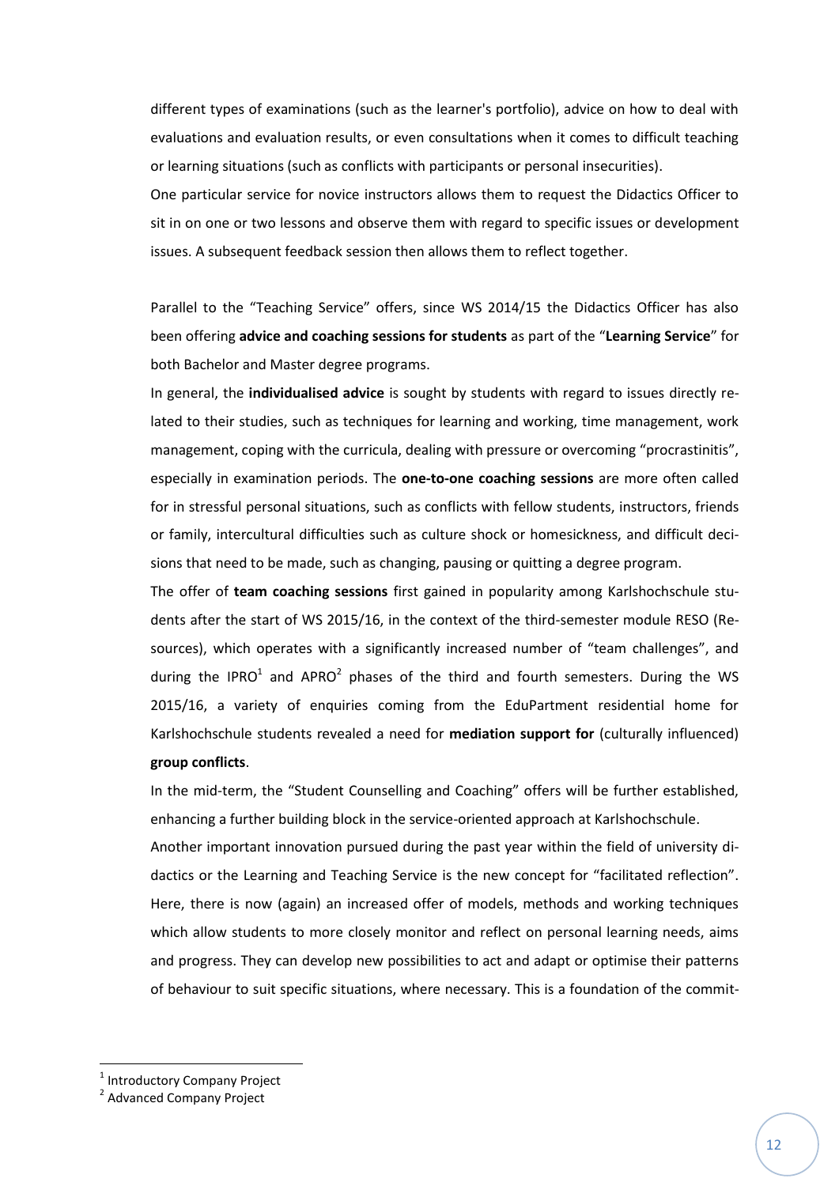different types of examinations (such as the learner's portfolio), advice on how to deal with evaluations and evaluation results, or even consultations when it comes to difficult teaching or learning situations (such as conflicts with participants or personal insecurities).

One particular service for novice instructors allows them to request the Didactics Officer to sit in on one or two lessons and observe them with regard to specific issues or development issues. A subsequent feedback session then allows them to reflect together.

Parallel to the "Teaching Service" offers, since WS 2014/15 the Didactics Officer has also been offering **advice and coaching sessions for students** as part of the "**Learning Service**" for both Bachelor and Master degree programs.

In general, the **individualised advice** is sought by students with regard to issues directly related to their studies, such as techniques for learning and working, time management, work management, coping with the curricula, dealing with pressure or overcoming "procrastinitis", especially in examination periods. The **one-to-one coaching sessions** are more often called for in stressful personal situations, such as conflicts with fellow students, instructors, friends or family, intercultural difficulties such as culture shock or homesickness, and difficult decisions that need to be made, such as changing, pausing or quitting a degree program.

The offer of **team coaching sessions** first gained in popularity among Karlshochschule students after the start of WS 2015/16, in the context of the third-semester module RESO (Resources), which operates with a significantly increased number of "team challenges", and during the IPRO[1] and APRO[2] phases of the third and fourth semesters. During the WS 2015/16, a variety of enquiries coming from the EduPartment residential home for Karlshochschule students revealed a need for **mediation support for** (culturally influenced) **group conflicts**.

In the mid-term, the "Student Counselling and Coaching" offers will be further established, enhancing a further building block in the service-oriented approach at Karlshochschule.

Another important innovation pursued during the past year within the field of university didactics or the Learning and Teaching Service is the new concept for "facilitated reflection". Here, there is now (again) an increased offer of models, methods and working techniques which allow students to more closely monitor and reflect on personal learning needs, aims and progress. They can develop new possibilities to act and adapt or optimise their patterns of behaviour to suit specific situations, where necessary. This is a foundation of the commit-

---

[1] Introductory Company Project

[2] Advanced Company Project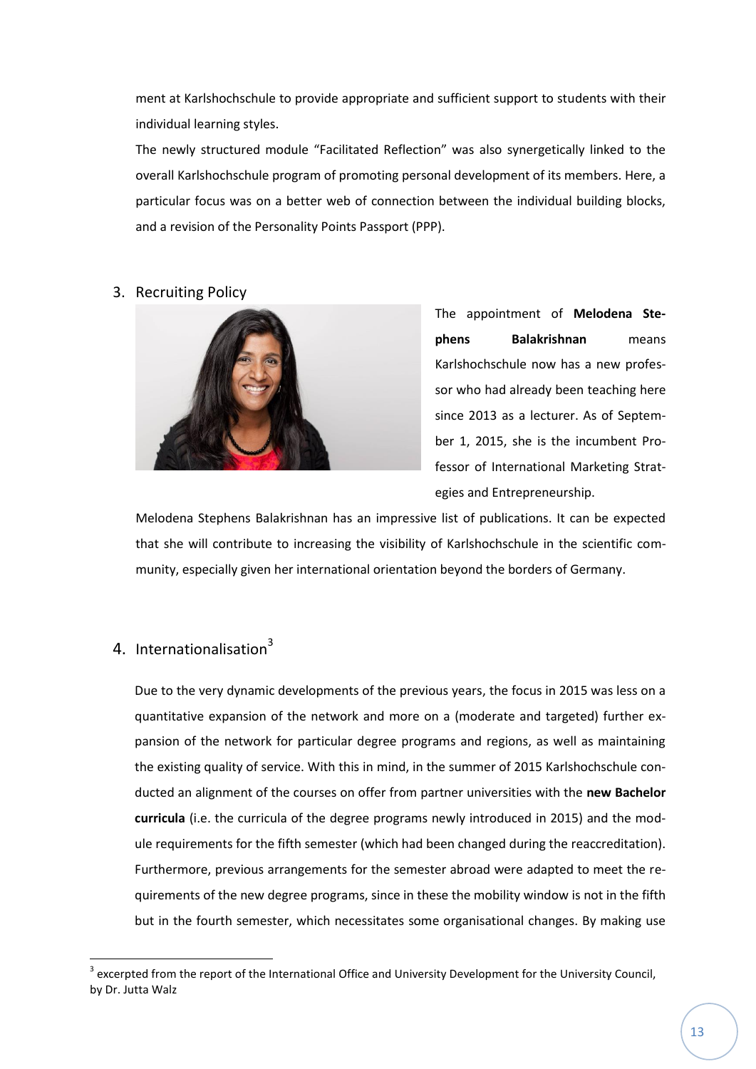ment at Karlshochschule to provide appropriate and sufficient support to students with their individual learning styles.

The newly structured module "Facilitated Reflection" was also synergetically linked to the overall Karlshochschule program of promoting personal development of its members. Here, a particular focus was on a better web of connection between the individual building blocks, and a revision of the Personality Points Passport (PPP).

## 3. Recruiting Policy

The appointment of **Melodena Stephens Balakrishnan** means Karlshochschule now has a new professor who had already been teaching here since 2013 as a lecturer. As of September 1, 2015, she is the incumbent Professor of International Marketing Strategies and Entrepreneurship.

Melodena Stephens Balakrishnan has an impressive list of publications. It can be expected that she will contribute to increasing the visibility of Karlshochschule in the scientific community, especially given her international orientation beyond the borders of Germany.

## 4. Internationalisation[3]

Due to the very dynamic developments of the previous years, the focus in 2015 was less on a quantitative expansion of the network and more on a (moderate and targeted) further expansion of the network for particular degree programs and regions, as well as maintaining the existing quality of service. With this in mind, in the summer of 2015 Karlshochschule conducted an alignment of the courses on offer from partner universities with the **new Bachelor curricula** (i.e. the curricula of the degree programs newly introduced in 2015) and the module requirements for the fifth semester (which had been changed during the reaccreditation). Furthermore, previous arrangements for the semester abroad were adapted to meet the requirements of the new degree programs, since in these the mobility window is not in the fifth but in the fourth semester, which necessitates some organisational changes. By making use

[3] excerpted from the report of the International Office and University Development for the University Council, by Dr. Jutta Walz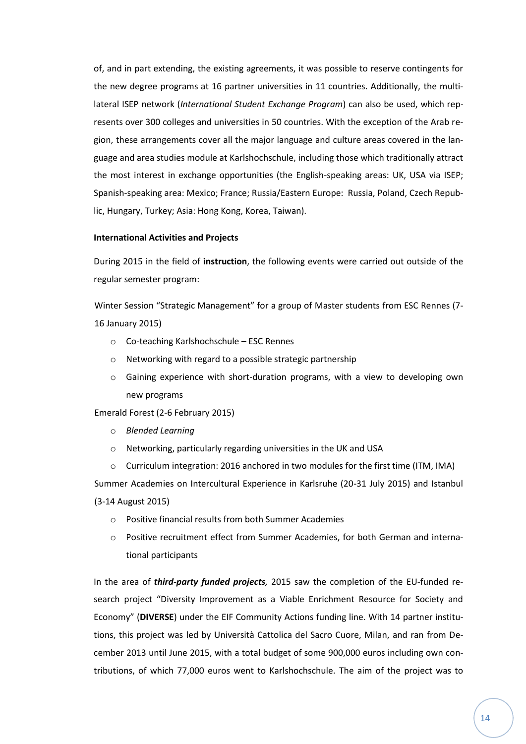of, and in part extending, the existing agreements, it was possible to reserve contingents for the new degree programs at 16 partner universities in 11 countries. Additionally, the multilateral ISEP network (*International Student Exchange Program*) can also be used, which represents over 300 colleges and universities in 50 countries. With the exception of the Arab region, these arrangements cover all the major language and culture areas covered in the language and area studies module at Karlshochschule, including those which traditionally attract the most interest in exchange opportunities (the English-speaking areas: UK, USA via ISEP; Spanish-speaking area: Mexico; France; Russia/Eastern Europe: Russia, Poland, Czech Republic, Hungary, Turkey; Asia: Hong Kong, Korea, Taiwan).

**International Activities and Projects**

During 2015 in the field of **instruction**, the following events were carried out outside of the regular semester program:

Winter Session "Strategic Management" for a group of Master students from ESC Rennes (7-16 January 2015)

- Co-teaching Karlshochschule – ESC Rennes
- Networking with regard to a possible strategic partnership
- Gaining experience with short-duration programs, with a view to developing own new programs

Emerald Forest (2-6 February 2015)

- *Blended Learning*
- Networking, particularly regarding universities in the UK and USA
- Curriculum integration: 2016 anchored in two modules for the first time (ITM, IMA)

Summer Academies on Intercultural Experience in Karlsruhe (20-31 July 2015) and Istanbul (3-14 August 2015)

- Positive financial results from both Summer Academies
- Positive recruitment effect from Summer Academies, for both German and international participants

In the area of ***third-party funded projects,*** 2015 saw the completion of the EU-funded research project "Diversity Improvement as a Viable Enrichment Resource for Society and Economy" (**DIVERSE**) under the EIF Community Actions funding line. With 14 partner institutions, this project was led by Università Cattolica del Sacro Cuore, Milan, and ran from December 2013 until June 2015, with a total budget of some 900,000 euros including own contributions, of which 77,000 euros went to Karlshochschule. The aim of the project was to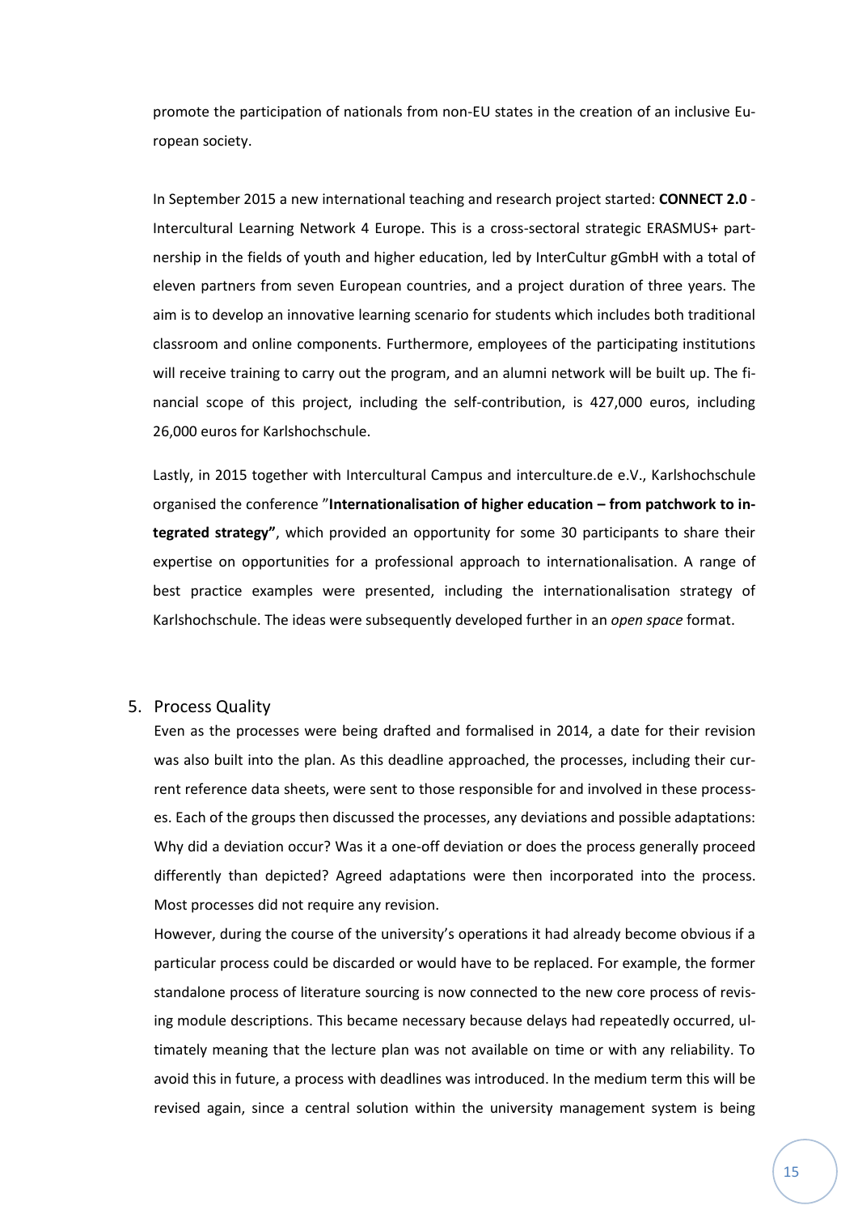promote the participation of nationals from non-EU states in the creation of an inclusive European society.

In September 2015 a new international teaching and research project started: **CONNECT 2.0** - Intercultural Learning Network 4 Europe. This is a cross-sectoral strategic ERASMUS+ partnership in the fields of youth and higher education, led by InterCultur gGmbH with a total of eleven partners from seven European countries, and a project duration of three years. The aim is to develop an innovative learning scenario for students which includes both traditional classroom and online components. Furthermore, employees of the participating institutions will receive training to carry out the program, and an alumni network will be built up. The financial scope of this project, including the self-contribution, is 427,000 euros, including 26,000 euros for Karlshochschule.

Lastly, in 2015 together with Intercultural Campus and interculture.de e.V., Karlshochschule organised the conference "**Internationalisation of higher education – from patchwork to integrated strategy"**, which provided an opportunity for some 30 participants to share their expertise on opportunities for a professional approach to internationalisation. A range of best practice examples were presented, including the internationalisation strategy of Karlshochschule. The ideas were subsequently developed further in an *open space* format.

## 5. Process Quality

Even as the processes were being drafted and formalised in 2014, a date for their revision was also built into the plan. As this deadline approached, the processes, including their current reference data sheets, were sent to those responsible for and involved in these processes. Each of the groups then discussed the processes, any deviations and possible adaptations: Why did a deviation occur? Was it a one-off deviation or does the process generally proceed differently than depicted? Agreed adaptations were then incorporated into the process. Most processes did not require any revision.

However, during the course of the university's operations it had already become obvious if a particular process could be discarded or would have to be replaced. For example, the former standalone process of literature sourcing is now connected to the new core process of revising module descriptions. This became necessary because delays had repeatedly occurred, ultimately meaning that the lecture plan was not available on time or with any reliability. To avoid this in future, a process with deadlines was introduced. In the medium term this will be revised again, since a central solution within the university management system is being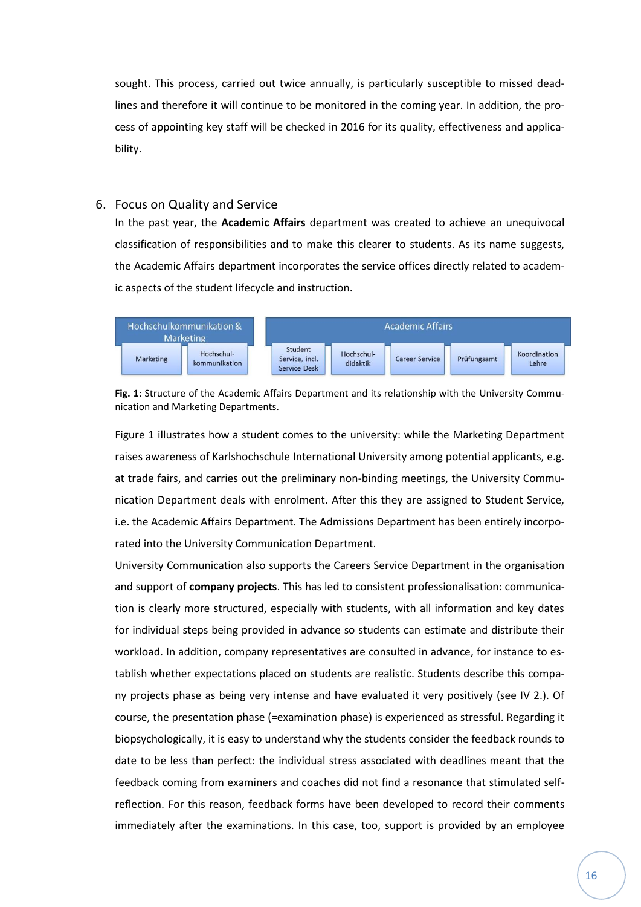sought. This process, carried out twice annually, is particularly susceptible to missed deadlines and therefore it will continue to be monitored in the coming year. In addition, the process of appointing key staff will be checked in 2016 for its quality, effectiveness and applicability.

## 6. Focus on Quality and Service

In the past year, the **Academic Affairs** department was created to achieve an unequivocal classification of responsibilities and to make this clearer to students. As its name suggests, the Academic Affairs department incorporates the service offices directly related to academic aspects of the student lifecycle and instruction.

| Hochschulkommunikation & Marketing | | Academic Affairs | | | | |
|---|---|---|---|---|---|---|
| Marketing | Hochschul-kommunikation | Student Service, incl. Service Desk | Hochschul-didaktik | Career Service | Prüfungsamt | Koordination Lehre |

**Fig. 1**: Structure of the Academic Affairs Department and its relationship with the University Communication and Marketing Departments.

Figure 1 illustrates how a student comes to the university: while the Marketing Department raises awareness of Karlshochschule International University among potential applicants, e.g. at trade fairs, and carries out the preliminary non-binding meetings, the University Communication Department deals with enrolment. After this they are assigned to Student Service, i.e. the Academic Affairs Department. The Admissions Department has been entirely incorporated into the University Communication Department.

University Communication also supports the Careers Service Department in the organisation and support of **company projects**. This has led to consistent professionalisation: communication is clearly more structured, especially with students, with all information and key dates for individual steps being provided in advance so students can estimate and distribute their workload. In addition, company representatives are consulted in advance, for instance to establish whether expectations placed on students are realistic. Students describe this company projects phase as being very intense and have evaluated it very positively (see IV 2.). Of course, the presentation phase (=examination phase) is experienced as stressful. Regarding it biopsychologically, it is easy to understand why the students consider the feedback rounds to date to be less than perfect: the individual stress associated with deadlines meant that the feedback coming from examiners and coaches did not find a resonance that stimulated self-reflection. For this reason, feedback forms have been developed to record their comments immediately after the examinations. In this case, too, support is provided by an employee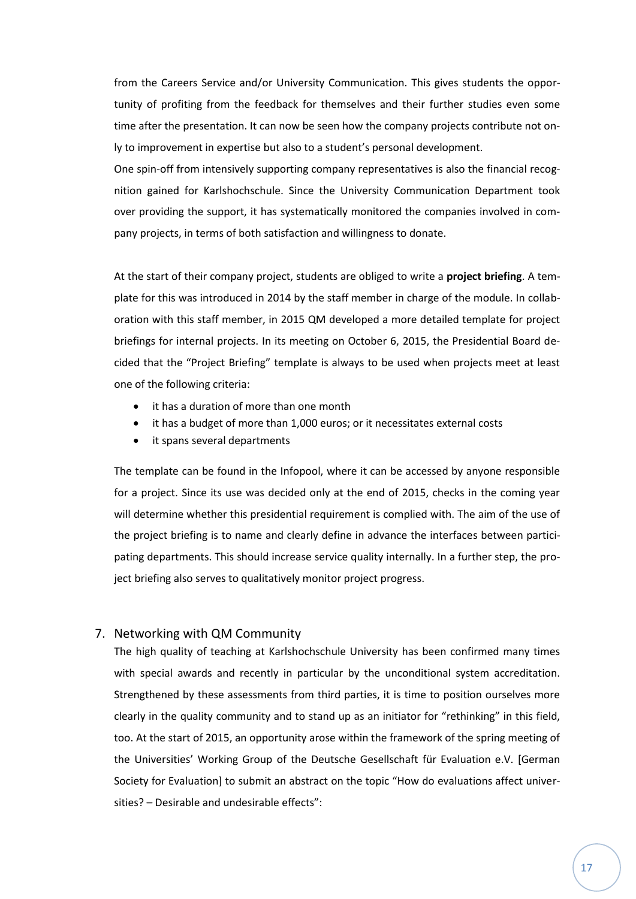from the Careers Service and/or University Communication. This gives students the opportunity of profiting from the feedback for themselves and their further studies even some time after the presentation. It can now be seen how the company projects contribute not only to improvement in expertise but also to a student's personal development.
One spin-off from intensively supporting company representatives is also the financial recognition gained for Karlshochschule. Since the University Communication Department took over providing the support, it has systematically monitored the companies involved in company projects, in terms of both satisfaction and willingness to donate.

At the start of their company project, students are obliged to write a **project briefing**. A template for this was introduced in 2014 by the staff member in charge of the module. In collaboration with this staff member, in 2015 QM developed a more detailed template for project briefings for internal projects. In its meeting on October 6, 2015, the Presidential Board decided that the "Project Briefing" template is always to be used when projects meet at least one of the following criteria:

- it has a duration of more than one month
- it has a budget of more than 1,000 euros; or it necessitates external costs
- it spans several departments

The template can be found in the Infopool, where it can be accessed by anyone responsible for a project. Since its use was decided only at the end of 2015, checks in the coming year will determine whether this presidential requirement is complied with. The aim of the use of the project briefing is to name and clearly define in advance the interfaces between participating departments. This should increase service quality internally. In a further step, the project briefing also serves to qualitatively monitor project progress.

## 7. Networking with QM Community

The high quality of teaching at Karlshochschule University has been confirmed many times with special awards and recently in particular by the unconditional system accreditation. Strengthened by these assessments from third parties, it is time to position ourselves more clearly in the quality community and to stand up as an initiator for "rethinking" in this field, too. At the start of 2015, an opportunity arose within the framework of the spring meeting of the Universities' Working Group of the Deutsche Gesellschaft für Evaluation e.V. [German Society for Evaluation] to submit an abstract on the topic "How do evaluations affect universities? – Desirable and undesirable effects":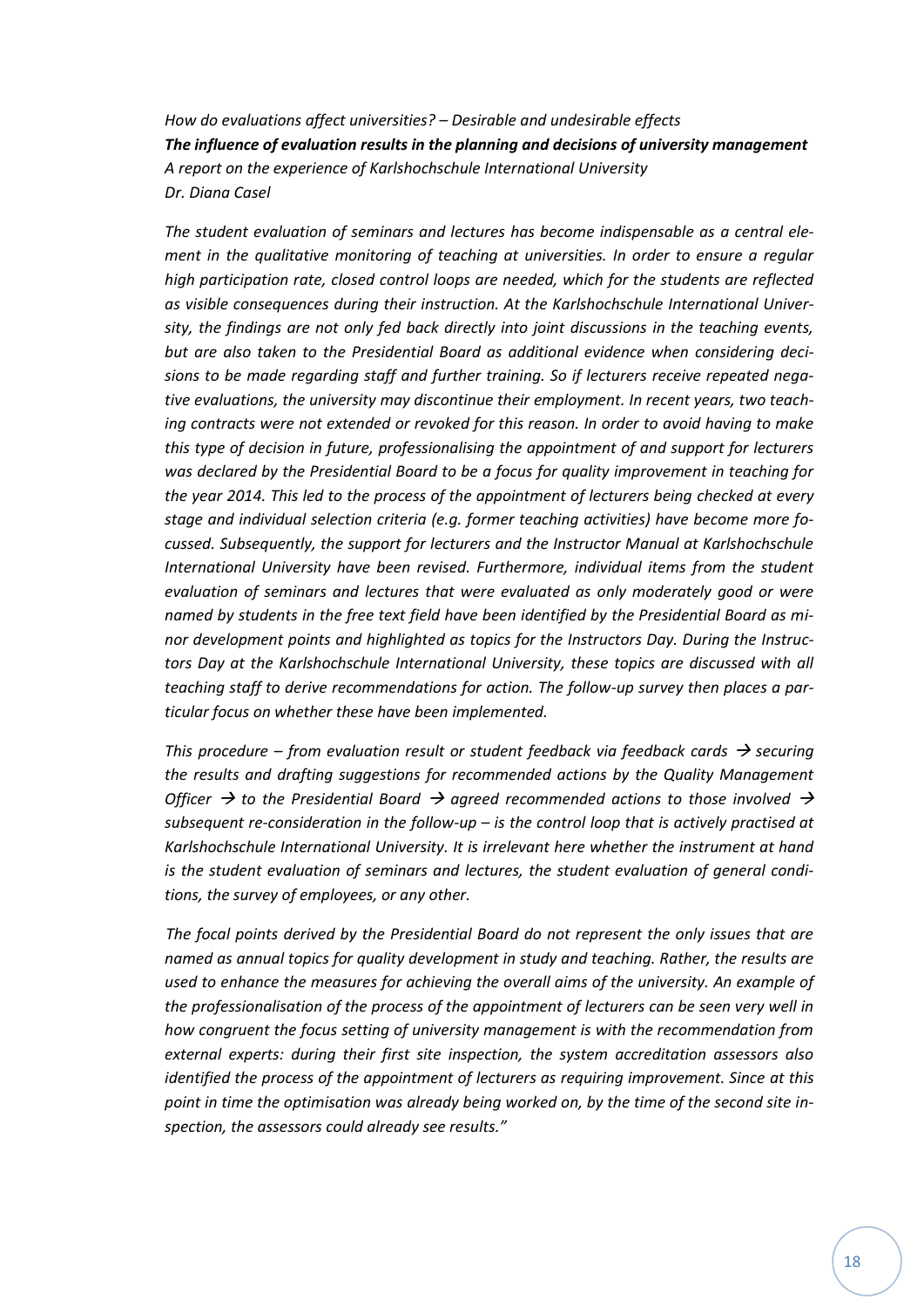*How do evaluations affect universities? – Desirable and undesirable effects*

***The influence of evaluation results in the planning and decisions of university management***

*A report on the experience of Karlshochschule International University*

*Dr. Diana Casel*

*The student evaluation of seminars and lectures has become indispensable as a central element in the qualitative monitoring of teaching at universities. In order to ensure a regular high participation rate, closed control loops are needed, which for the students are reflected as visible consequences during their instruction. At the Karlshochschule International University, the findings are not only fed back directly into joint discussions in the teaching events, but are also taken to the Presidential Board as additional evidence when considering decisions to be made regarding staff and further training. So if lecturers receive repeated negative evaluations, the university may discontinue their employment. In recent years, two teaching contracts were not extended or revoked for this reason. In order to avoid having to make this type of decision in future, professionalising the appointment of and support for lecturers was declared by the Presidential Board to be a focus for quality improvement in teaching for the year 2014. This led to the process of the appointment of lecturers being checked at every stage and individual selection criteria (e.g. former teaching activities) have become more focussed. Subsequently, the support for lecturers and the Instructor Manual at Karlshochschule International University have been revised. Furthermore, individual items from the student evaluation of seminars and lectures that were evaluated as only moderately good or were named by students in the free text field have been identified by the Presidential Board as minor development points and highlighted as topics for the Instructors Day. During the Instructors Day at the Karlshochschule International University, these topics are discussed with all teaching staff to derive recommendations for action. The follow-up survey then places a particular focus on whether these have been implemented.*

*This procedure – from evaluation result or student feedback via feedback cards → securing the results and drafting suggestions for recommended actions by the Quality Management Officer → to the Presidential Board → agreed recommended actions to those involved → subsequent re-consideration in the follow-up – is the control loop that is actively practised at Karlshochschule International University. It is irrelevant here whether the instrument at hand is the student evaluation of seminars and lectures, the student evaluation of general conditions, the survey of employees, or any other.*

*The focal points derived by the Presidential Board do not represent the only issues that are named as annual topics for quality development in study and teaching. Rather, the results are used to enhance the measures for achieving the overall aims of the university. An example of the professionalisation of the process of the appointment of lecturers can be seen very well in how congruent the focus setting of university management is with the recommendation from external experts: during their first site inspection, the system accreditation assessors also identified the process of the appointment of lecturers as requiring improvement. Since at this point in time the optimisation was already being worked on, by the time of the second site inspection, the assessors could already see results."*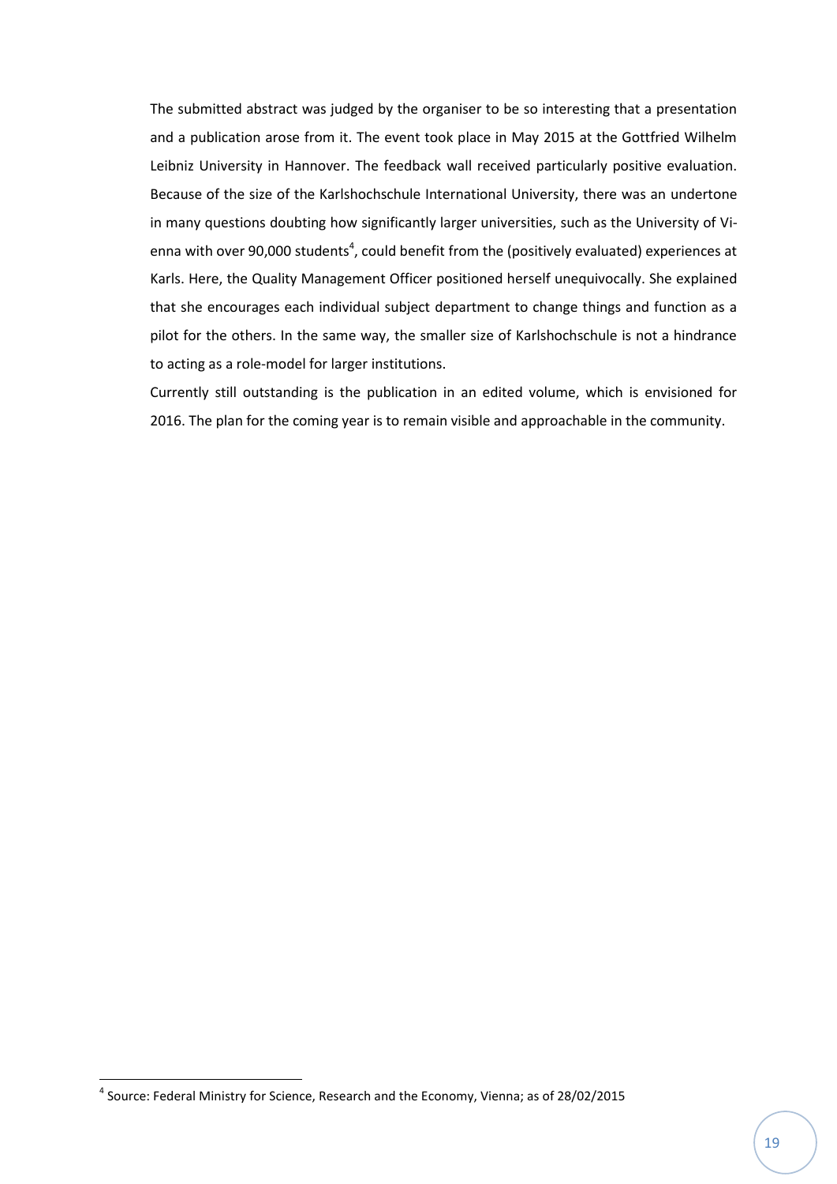The submitted abstract was judged by the organiser to be so interesting that a presentation and a publication arose from it. The event took place in May 2015 at the Gottfried Wilhelm Leibniz University in Hannover. The feedback wall received particularly positive evaluation. Because of the size of the Karlshochschule International University, there was an undertone in many questions doubting how significantly larger universities, such as the University of Vienna with over 90,000 students[4], could benefit from the (positively evaluated) experiences at Karls. Here, the Quality Management Officer positioned herself unequivocally. She explained that she encourages each individual subject department to change things and function as a pilot for the others. In the same way, the smaller size of Karlshochschule is not a hindrance to acting as a role-model for larger institutions.

Currently still outstanding is the publication in an edited volume, which is envisioned for 2016. The plan for the coming year is to remain visible and approachable in the community.

[4] Source: Federal Ministry for Science, Research and the Economy, Vienna; as of 28/02/2015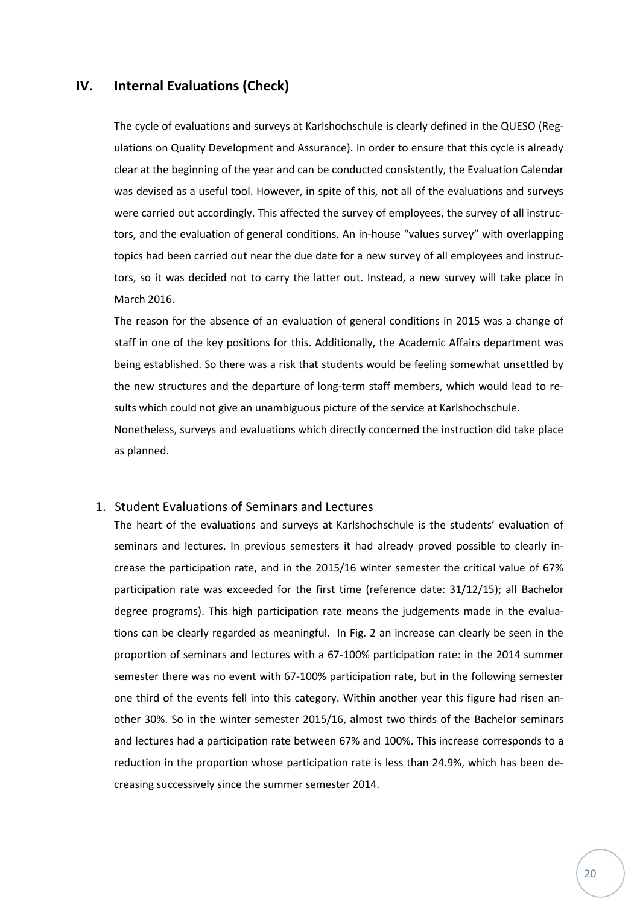## IV. Internal Evaluations (Check)

The cycle of evaluations and surveys at Karlshochschule is clearly defined in the QUESO (Regulations on Quality Development and Assurance). In order to ensure that this cycle is already clear at the beginning of the year and can be conducted consistently, the Evaluation Calendar was devised as a useful tool. However, in spite of this, not all of the evaluations and surveys were carried out accordingly. This affected the survey of employees, the survey of all instructors, and the evaluation of general conditions. An in-house "values survey" with overlapping topics had been carried out near the due date for a new survey of all employees and instructors, so it was decided not to carry the latter out. Instead, a new survey will take place in March 2016.

The reason for the absence of an evaluation of general conditions in 2015 was a change of staff in one of the key positions for this. Additionally, the Academic Affairs department was being established. So there was a risk that students would be feeling somewhat unsettled by the new structures and the departure of long-term staff members, which would lead to results which could not give an unambiguous picture of the service at Karlshochschule.

Nonetheless, surveys and evaluations which directly concerned the instruction did take place as planned.

### 1. Student Evaluations of Seminars and Lectures

The heart of the evaluations and surveys at Karlshochschule is the students' evaluation of seminars and lectures. In previous semesters it had already proved possible to clearly increase the participation rate, and in the 2015/16 winter semester the critical value of 67% participation rate was exceeded for the first time (reference date: 31/12/15); all Bachelor degree programs). This high participation rate means the judgements made in the evaluations can be clearly regarded as meaningful. In Fig. 2 an increase can clearly be seen in the proportion of seminars and lectures with a 67-100% participation rate: in the 2014 summer semester there was no event with 67-100% participation rate, but in the following semester one third of the events fell into this category. Within another year this figure had risen another 30%. So in the winter semester 2015/16, almost two thirds of the Bachelor seminars and lectures had a participation rate between 67% and 100%. This increase corresponds to a reduction in the proportion whose participation rate is less than 24.9%, which has been decreasing successively since the summer semester 2014.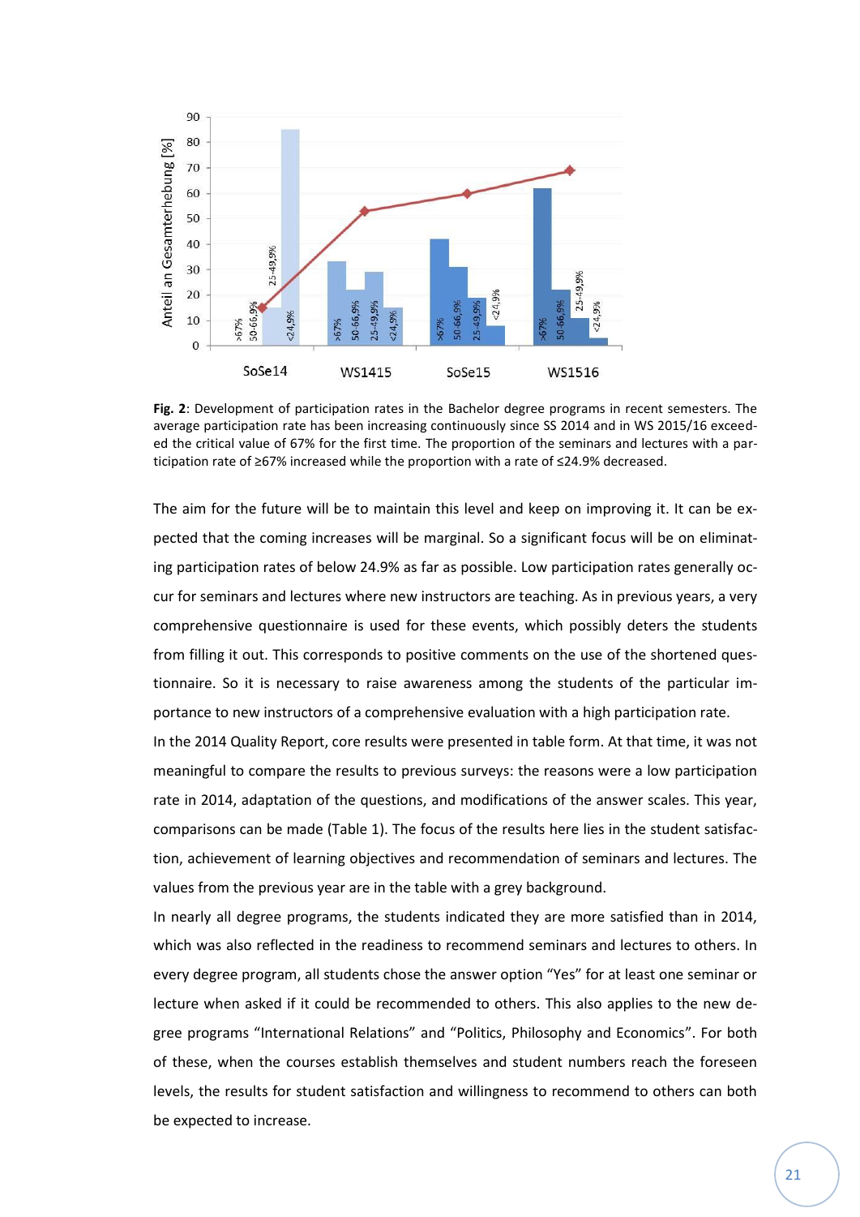**Fig. 2**: Development of participation rates in the Bachelor degree programs in recent semesters. The average participation rate has been increasing continuously since SS 2014 and in WS 2015/16 exceeded the critical value of 67% for the first time. The proportion of the seminars and lectures with a participation rate of ≥67% increased while the proportion with a rate of ≤24.9% decreased.

The aim for the future will be to maintain this level and keep on improving it. It can be expected that the coming increases will be marginal. So a significant focus will be on eliminating participation rates of below 24.9% as far as possible. Low participation rates generally occur for seminars and lectures where new instructors are teaching. As in previous years, a very comprehensive questionnaire is used for these events, which possibly deters the students from filling it out. This corresponds to positive comments on the use of the shortened questionnaire. So it is necessary to raise awareness among the students of the particular importance to new instructors of a comprehensive evaluation with a high participation rate.

In the 2014 Quality Report, core results were presented in table form. At that time, it was not meaningful to compare the results to previous surveys: the reasons were a low participation rate in 2014, adaptation of the questions, and modifications of the answer scales. This year, comparisons can be made (Table 1). The focus of the results here lies in the student satisfaction, achievement of learning objectives and recommendation of seminars and lectures. The values from the previous year are in the table with a grey background.

In nearly all degree programs, the students indicated they are more satisfied than in 2014, which was also reflected in the readiness to recommend seminars and lectures to others. In every degree program, all students chose the answer option “Yes” for at least one seminar or lecture when asked if it could be recommended to others. This also applies to the new degree programs “International Relations” and “Politics, Philosophy and Economics”. For both of these, when the courses establish themselves and student numbers reach the foreseen levels, the results for student satisfaction and willingness to recommend to others can both be expected to increase.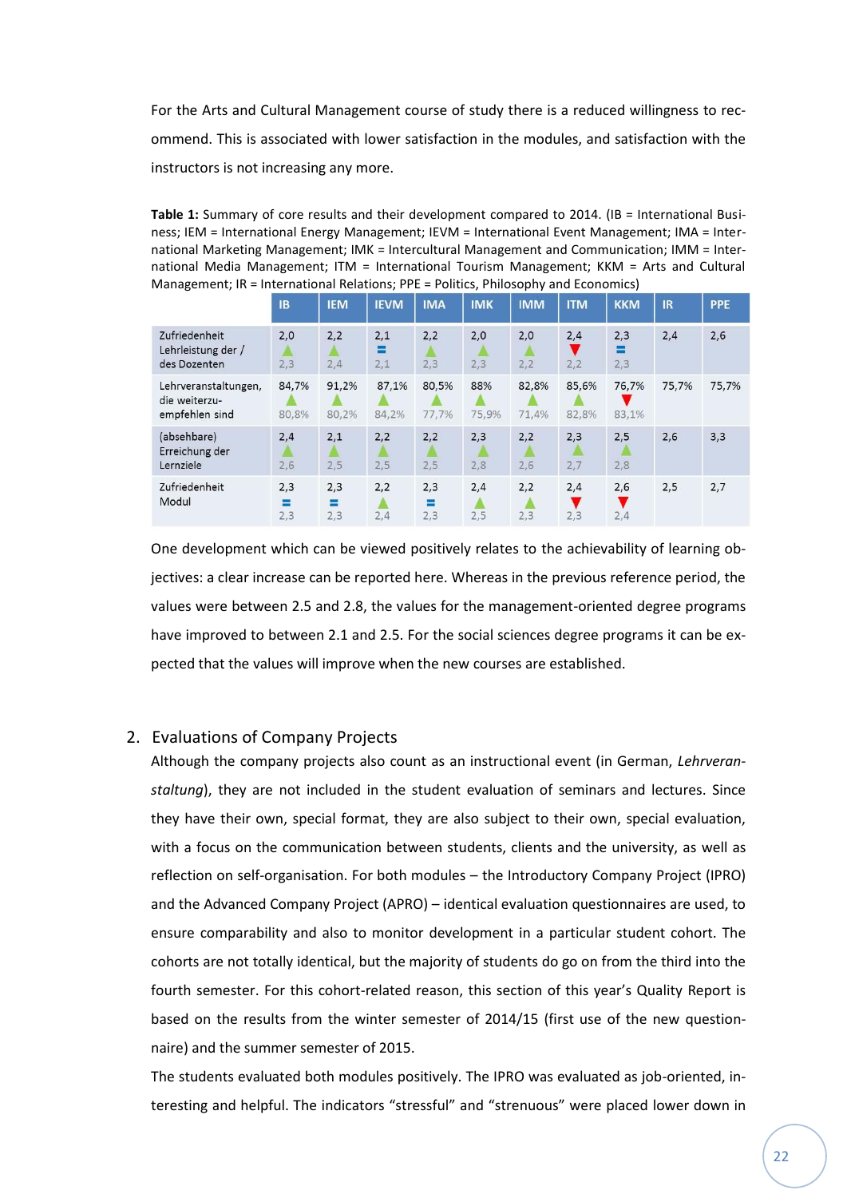For the Arts and Cultural Management course of study there is a reduced willingness to recommend. This is associated with lower satisfaction in the modules, and satisfaction with the instructors is not increasing any more.

**Table 1:** Summary of core results and their development compared to 2014. (IB = International Business; IEM = International Energy Management; IEVM = International Event Management; IMA = International Marketing Management; IMK = Intercultural Management and Communication; IMM = International Media Management; ITM = International Tourism Management; KKM = Arts and Cultural Management; IR = International Relations; PPE = Politics, Philosophy and Economics)

| | IB | IEM | IEVM | IMA | IMK | IMM | ITM | KKM | IR | PPE |
|---|---|---|---|---|---|---|---|---|---|---|
| Zufriedenheit Lehrleistung der / des Dozenten | 2,0 ▲ 2,3 | 2,2 ▲ 2,4 | 2,1 = 2,1 | 2,2 ▲ 2,3 | 2,0 ▲ 2,3 | 2,0 ▲ 2,2 | 2,4 ▼ 2,2 | 2,3 = 2,3 | 2,4 | 2,6 |
| Lehrveranstaltungen, die weiterzu-empfehlen sind | 84,7% ▲ 80,8% | 91,2% ▲ 80,2% | 87,1% ▲ 84,2% | 80,5% ▲ 77,7% | 88% ▲ 75,9% | 82,8% ▲ 71,4% | 85,6% ▲ 82,8% | 76,7% ▼ 83,1% | 75,7% | 75,7% |
| (absehbare) Erreichung der Lernziele | 2,4 ▲ 2,6 | 2,1 ▲ 2,5 | 2,2 ▲ 2,5 | 2,2 ▲ 2,5 | 2,3 ▲ 2,8 | 2,2 ▲ 2,6 | 2,3 ▲ 2,7 | 2,5 ▲ 2,8 | 2,6 | 3,3 |
| Zufriedenheit Modul | 2,3 = 2,3 | 2,3 = 2,3 | 2,2 ▲ 2,4 | 2,3 = 2,3 | 2,4 ▲ 2,5 | 2,2 ▲ 2,3 | 2,4 ▼ 2,3 | 2,6 ▼ 2,4 | 2,5 | 2,7 |

One development which can be viewed positively relates to the achievability of learning objectives: a clear increase can be reported here. Whereas in the previous reference period, the values were between 2.5 and 2.8, the values for the management-oriented degree programs have improved to between 2.1 and 2.5. For the social sciences degree programs it can be expected that the values will improve when the new courses are established.

## 2. Evaluations of Company Projects

Although the company projects also count as an instructional event (in German, *Lehrveranstaltung*), they are not included in the student evaluation of seminars and lectures. Since they have their own, special format, they are also subject to their own, special evaluation, with a focus on the communication between students, clients and the university, as well as reflection on self-organisation. For both modules – the Introductory Company Project (IPRO) and the Advanced Company Project (APRO) – identical evaluation questionnaires are used, to ensure comparability and also to monitor development in a particular student cohort. The cohorts are not totally identical, but the majority of students do go on from the third into the fourth semester. For this cohort-related reason, this section of this year's Quality Report is based on the results from the winter semester of 2014/15 (first use of the new questionnaire) and the summer semester of 2015.

The students evaluated both modules positively. The IPRO was evaluated as job-oriented, interesting and helpful. The indicators "stressful" and "strenuous" were placed lower down in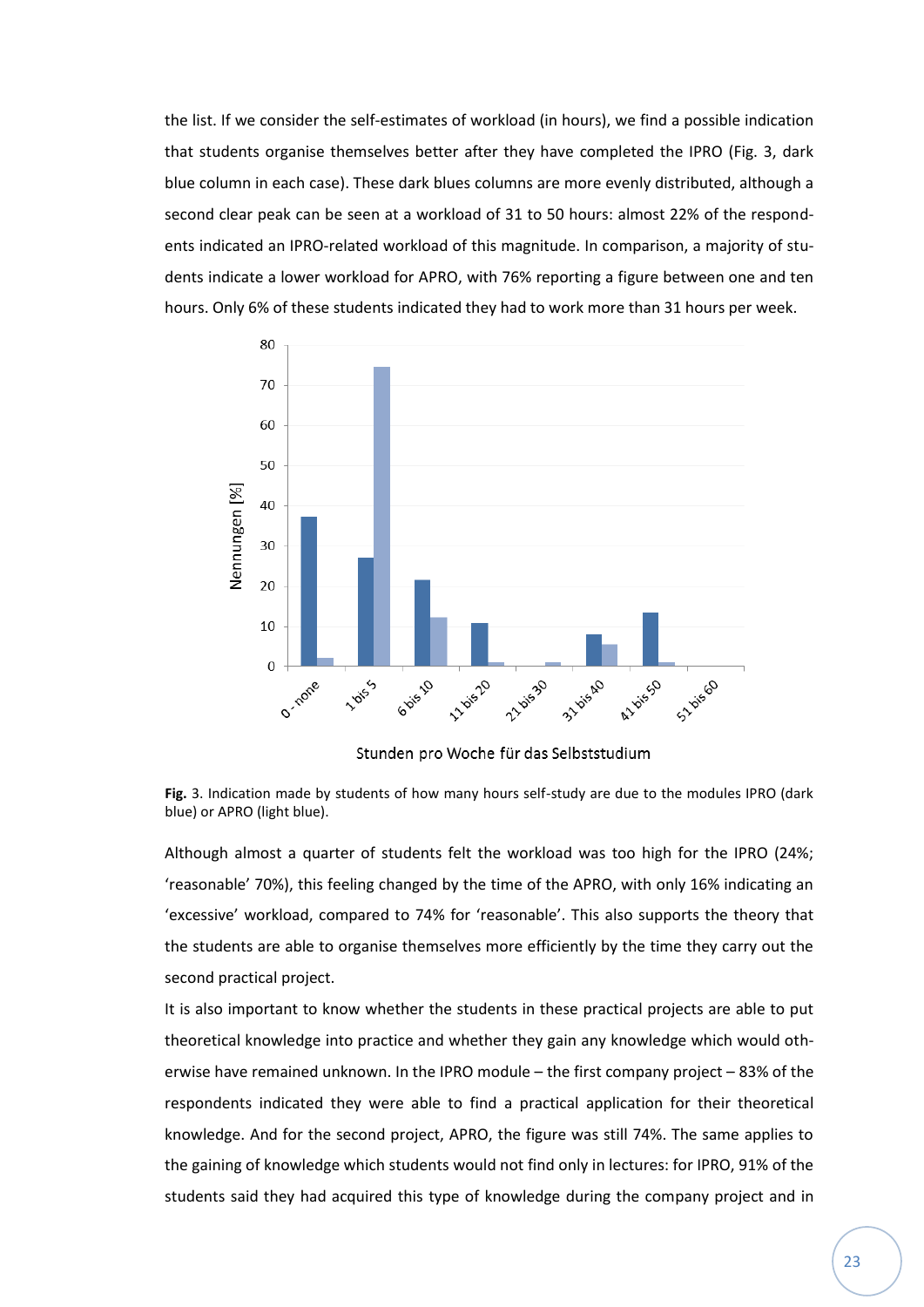the list. If we consider the self-estimates of workload (in hours), we find a possible indication that students organise themselves better after they have completed the IPRO (Fig. 3, dark blue column in each case). These dark blues columns are more evenly distributed, although a second clear peak can be seen at a workload of 31 to 50 hours: almost 22% of the respondents indicated an IPRO-related workload of this magnitude. In comparison, a majority of students indicate a lower workload for APRO, with 76% reporting a figure between one and ten hours. Only 6% of these students indicated they had to work more than 31 hours per week.

**Fig.** 3. Indication made by students of how many hours self-study are due to the modules IPRO (dark blue) or APRO (light blue).

Although almost a quarter of students felt the workload was too high for the IPRO (24%; 'reasonable' 70%), this feeling changed by the time of the APRO, with only 16% indicating an 'excessive' workload, compared to 74% for 'reasonable'. This also supports the theory that the students are able to organise themselves more efficiently by the time they carry out the second practical project.

It is also important to know whether the students in these practical projects are able to put theoretical knowledge into practice and whether they gain any knowledge which would otherwise have remained unknown. In the IPRO module – the first company project – 83% of the respondents indicated they were able to find a practical application for their theoretical knowledge. And for the second project, APRO, the figure was still 74%. The same applies to the gaining of knowledge which students would not find only in lectures: for IPRO, 91% of the students said they had acquired this type of knowledge during the company project and in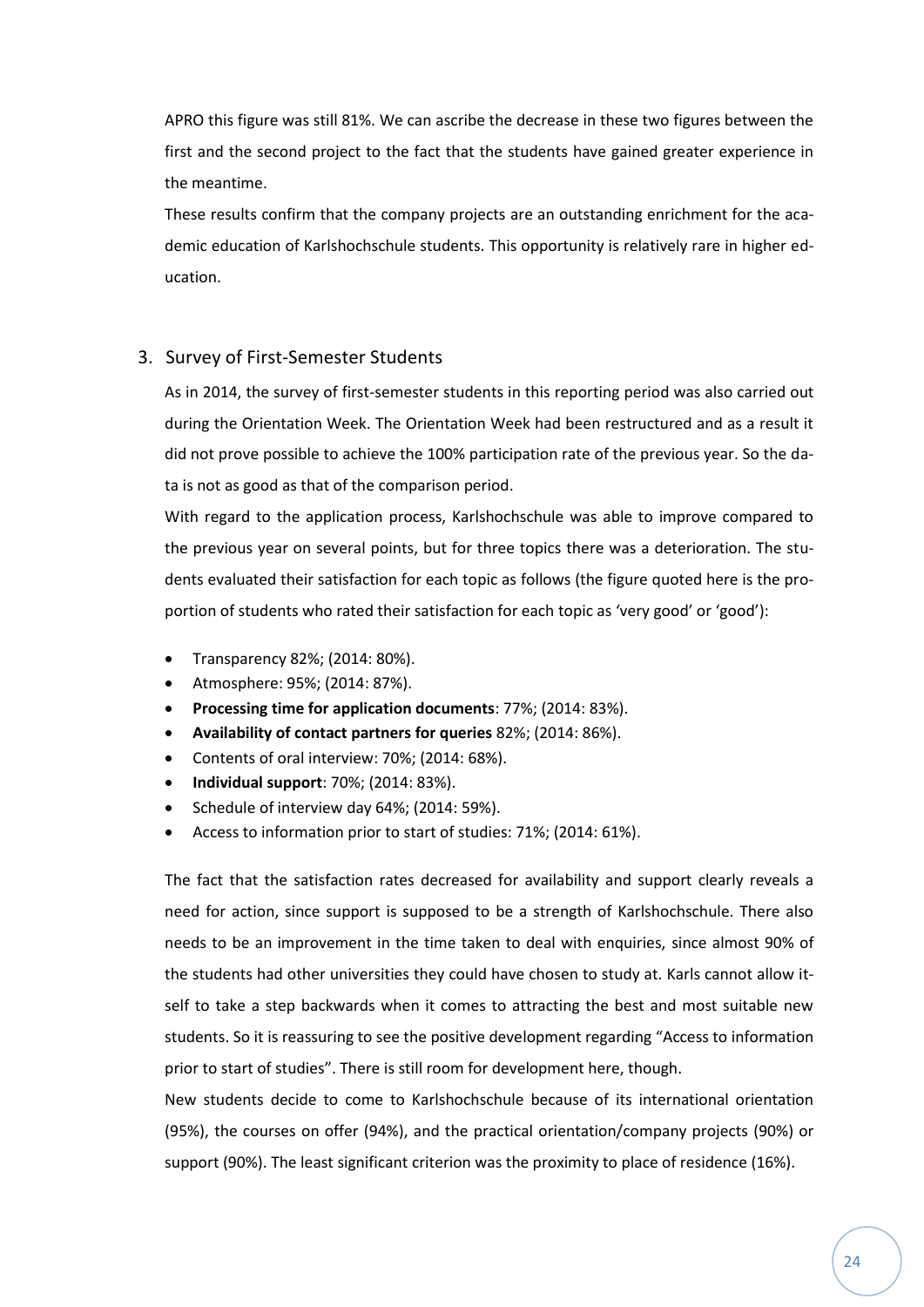APRO this figure was still 81%. We can ascribe the decrease in these two figures between the first and the second project to the fact that the students have gained greater experience in the meantime.

These results confirm that the company projects are an outstanding enrichment for the academic education of Karlshochschule students. This opportunity is relatively rare in higher education.

## 3. Survey of First-Semester Students

As in 2014, the survey of first-semester students in this reporting period was also carried out during the Orientation Week. The Orientation Week had been restructured and as a result it did not prove possible to achieve the 100% participation rate of the previous year. So the data is not as good as that of the comparison period.

With regard to the application process, Karlshochschule was able to improve compared to the previous year on several points, but for three topics there was a deterioration. The students evaluated their satisfaction for each topic as follows (the figure quoted here is the proportion of students who rated their satisfaction for each topic as 'very good' or 'good'):

- Transparency 82%; (2014: 80%).
- Atmosphere: 95%; (2014: 87%).
- **Processing time for application documents**: 77%; (2014: 83%).
- **Availability of contact partners for queries** 82%; (2014: 86%).
- Contents of oral interview: 70%; (2014: 68%).
- **Individual support**: 70%; (2014: 83%).
- Schedule of interview day 64%; (2014: 59%).
- Access to information prior to start of studies: 71%; (2014: 61%).

The fact that the satisfaction rates decreased for availability and support clearly reveals a need for action, since support is supposed to be a strength of Karlshochschule. There also needs to be an improvement in the time taken to deal with enquiries, since almost 90% of the students had other universities they could have chosen to study at. Karls cannot allow itself to take a step backwards when it comes to attracting the best and most suitable new students. So it is reassuring to see the positive development regarding "Access to information prior to start of studies". There is still room for development here, though.

New students decide to come to Karlshochschule because of its international orientation (95%), the courses on offer (94%), and the practical orientation/company projects (90%) or support (90%). The least significant criterion was the proximity to place of residence (16%).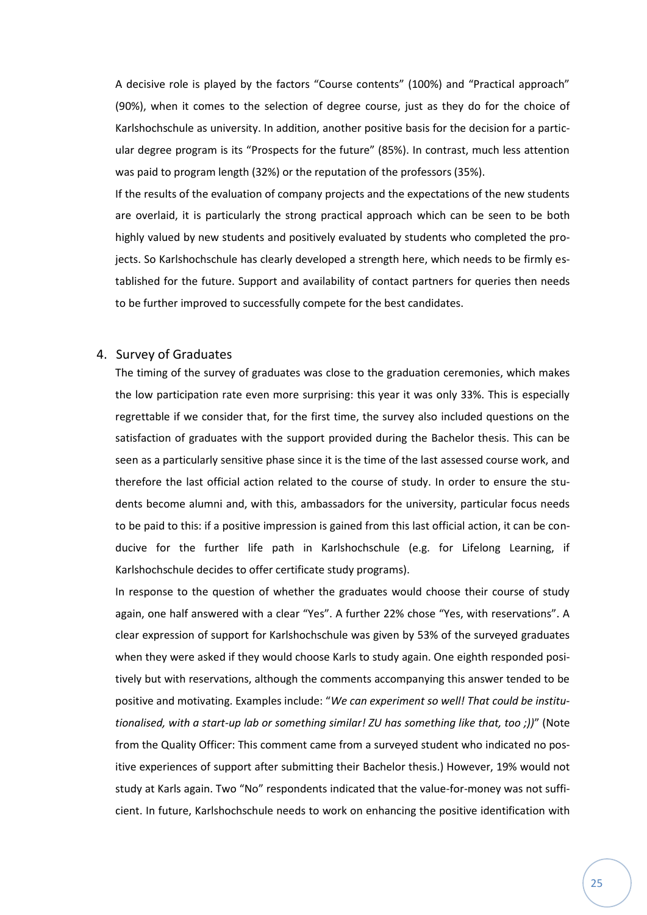A decisive role is played by the factors "Course contents" (100%) and "Practical approach" (90%), when it comes to the selection of degree course, just as they do for the choice of Karlshochschule as university. In addition, another positive basis for the decision for a particular degree program is its "Prospects for the future" (85%). In contrast, much less attention was paid to program length (32%) or the reputation of the professors (35%).

If the results of the evaluation of company projects and the expectations of the new students are overlaid, it is particularly the strong practical approach which can be seen to be both highly valued by new students and positively evaluated by students who completed the projects. So Karlshochschule has clearly developed a strength here, which needs to be firmly established for the future. Support and availability of contact partners for queries then needs to be further improved to successfully compete for the best candidates.

## 4. Survey of Graduates

The timing of the survey of graduates was close to the graduation ceremonies, which makes the low participation rate even more surprising: this year it was only 33%. This is especially regrettable if we consider that, for the first time, the survey also included questions on the satisfaction of graduates with the support provided during the Bachelor thesis. This can be seen as a particularly sensitive phase since it is the time of the last assessed course work, and therefore the last official action related to the course of study. In order to ensure the students become alumni and, with this, ambassadors for the university, particular focus needs to be paid to this: if a positive impression is gained from this last official action, it can be conducive for the further life path in Karlshochschule (e.g. for Lifelong Learning, if Karlshochschule decides to offer certificate study programs).

In response to the question of whether the graduates would choose their course of study again, one half answered with a clear "Yes". A further 22% chose "Yes, with reservations". A clear expression of support for Karlshochschule was given by 53% of the surveyed graduates when they were asked if they would choose Karls to study again. One eighth responded positively but with reservations, although the comments accompanying this answer tended to be positive and motivating. Examples include: "*We can experiment so well! That could be institutionalised, with a start-up lab or something similar! ZU has something like that, too ;))*" (Note from the Quality Officer: This comment came from a surveyed student who indicated no positive experiences of support after submitting their Bachelor thesis.) However, 19% would not study at Karls again. Two "No" respondents indicated that the value-for-money was not sufficient. In future, Karlshochschule needs to work on enhancing the positive identification with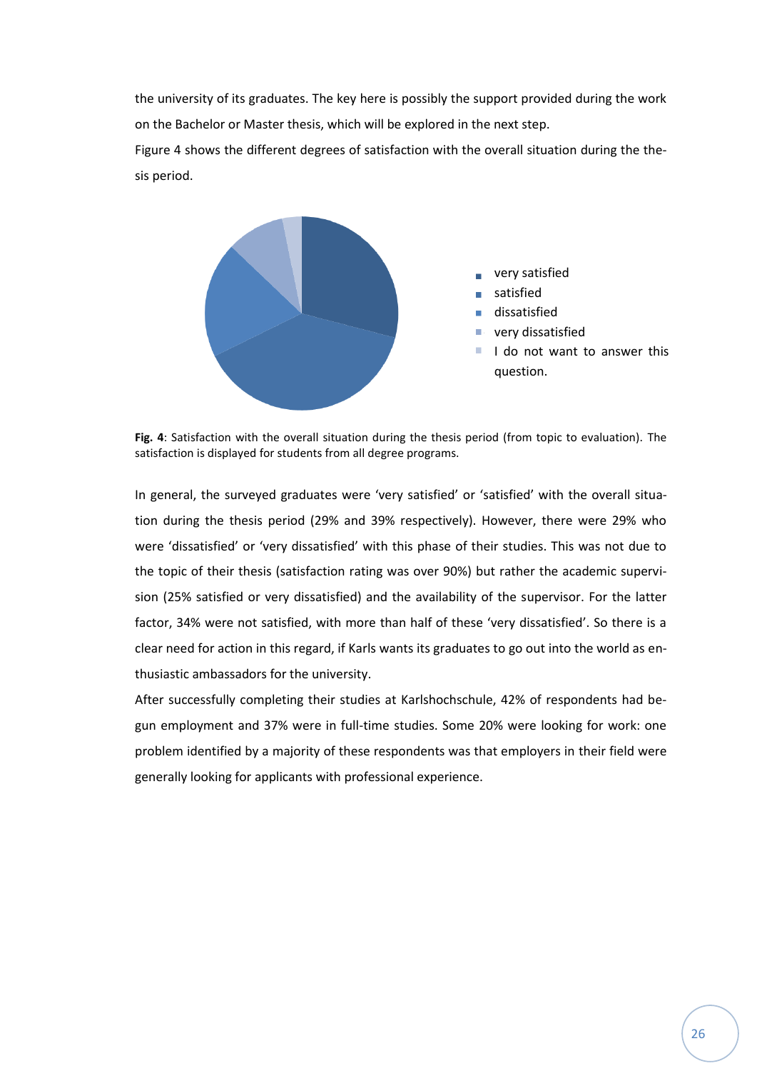the university of its graduates. The key here is possibly the support provided during the work on the Bachelor or Master thesis, which will be explored in the next step.

Figure 4 shows the different degrees of satisfaction with the overall situation during the thesis period.

- very satisfied
- satisfied
- dissatisfied
- very dissatisfied
- I do not want to answer this question.

**Fig. 4**: Satisfaction with the overall situation during the thesis period (from topic to evaluation). The satisfaction is displayed for students from all degree programs.

In general, the surveyed graduates were 'very satisfied' or 'satisfied' with the overall situation during the thesis period (29% and 39% respectively). However, there were 29% who were 'dissatisfied' or 'very dissatisfied' with this phase of their studies. This was not due to the topic of their thesis (satisfaction rating was over 90%) but rather the academic supervision (25% satisfied or very dissatisfied) and the availability of the supervisor. For the latter factor, 34% were not satisfied, with more than half of these 'very dissatisfied'. So there is a clear need for action in this regard, if Karls wants its graduates to go out into the world as enthusiastic ambassadors for the university.

After successfully completing their studies at Karlshochschule, 42% of respondents had begun employment and 37% were in full-time studies. Some 20% were looking for work: one problem identified by a majority of these respondents was that employers in their field were generally looking for applicants with professional experience.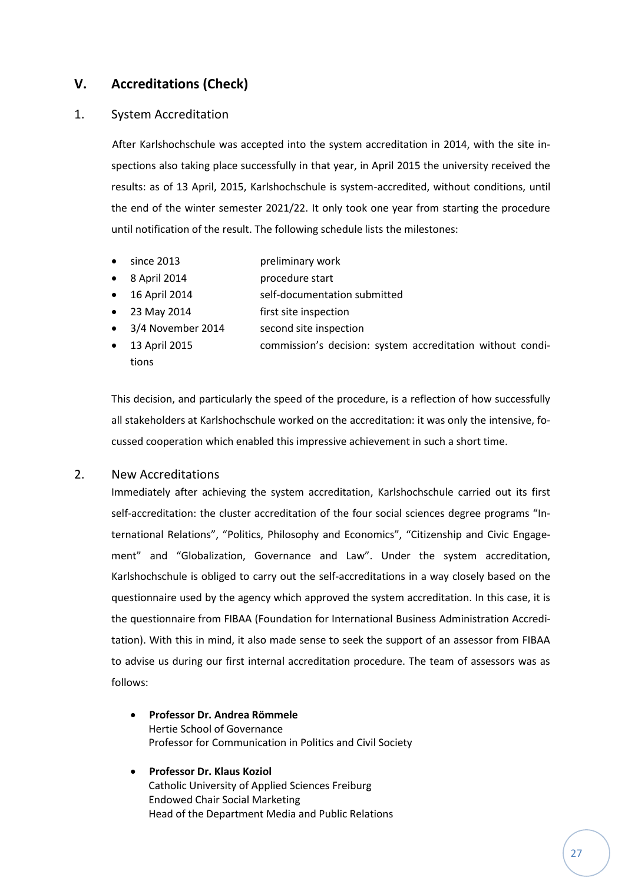# V. Accreditations (Check)

## 1. System Accreditation

After Karlshochschule was accepted into the system accreditation in 2014, with the site inspections also taking place successfully in that year, in April 2015 the university received the results: as of 13 April, 2015, Karlshochschule is system-accredited, without conditions, until the end of the winter semester 2021/22. It only took one year from starting the procedure until notification of the result. The following schedule lists the milestones:

- since 2013 preliminary work
- 8 April 2014 procedure start
- 16 April 2014 self-documentation submitted
- 23 May 2014 first site inspection
- 3/4 November 2014 second site inspection
- 13 April 2015 commission's decision: system accreditation without conditions

This decision, and particularly the speed of the procedure, is a reflection of how successfully all stakeholders at Karlshochschule worked on the accreditation: it was only the intensive, focussed cooperation which enabled this impressive achievement in such a short time.

## 2. New Accreditations

Immediately after achieving the system accreditation, Karlshochschule carried out its first self-accreditation: the cluster accreditation of the four social sciences degree programs "International Relations", "Politics, Philosophy and Economics", "Citizenship and Civic Engagement" and "Globalization, Governance and Law". Under the system accreditation, Karlshochschule is obliged to carry out the self-accreditations in a way closely based on the questionnaire used by the agency which approved the system accreditation. In this case, it is the questionnaire from FIBAA (Foundation for International Business Administration Accreditation). With this in mind, it also made sense to seek the support of an assessor from FIBAA to advise us during our first internal accreditation procedure. The team of assessors was as follows:

- **Professor Dr. Andrea Römmele**
  Hertie School of Governance
  Professor for Communication in Politics and Civil Society

- **Professor Dr. Klaus Koziol**
  Catholic University of Applied Sciences Freiburg
  Endowed Chair Social Marketing
  Head of the Department Media and Public Relations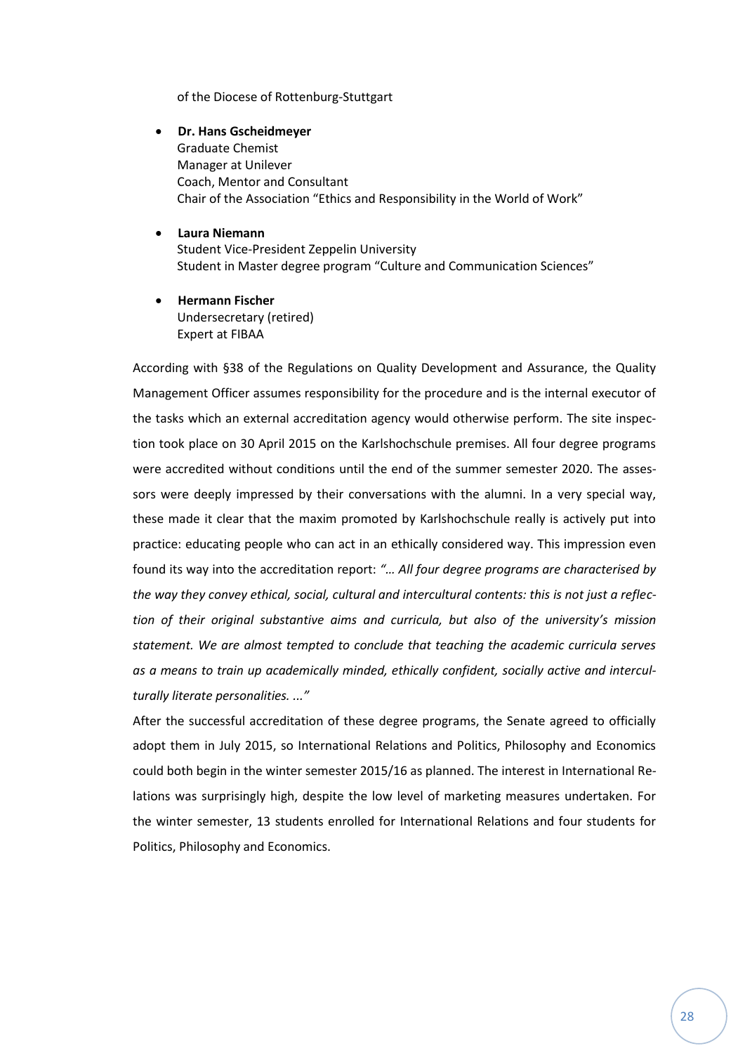of the Diocese of Rottenburg-Stuttgart

- **Dr. Hans Gscheidmeyer**
  Graduate Chemist
  Manager at Unilever
  Coach, Mentor and Consultant
  Chair of the Association "Ethics and Responsibility in the World of Work"

- **Laura Niemann**
  Student Vice-President Zeppelin University
  Student in Master degree program "Culture and Communication Sciences"

- **Hermann Fischer**
  Undersecretary (retired)
  Expert at FIBAA

According with §38 of the Regulations on Quality Development and Assurance, the Quality Management Officer assumes responsibility for the procedure and is the internal executor of the tasks which an external accreditation agency would otherwise perform. The site inspection took place on 30 April 2015 on the Karlshochschule premises. All four degree programs were accredited without conditions until the end of the summer semester 2020. The assessors were deeply impressed by their conversations with the alumni. In a very special way, these made it clear that the maxim promoted by Karlshochschule really is actively put into practice: educating people who can act in an ethically considered way. This impression even found its way into the accreditation report: *"… All four degree programs are characterised by the way they convey ethical, social, cultural and intercultural contents: this is not just a reflection of their original substantive aims and curricula, but also of the university's mission statement. We are almost tempted to conclude that teaching the academic curricula serves as a means to train up academically minded, ethically confident, socially active and interculturally literate personalities. ..."*

After the successful accreditation of these degree programs, the Senate agreed to officially adopt them in July 2015, so International Relations and Politics, Philosophy and Economics could both begin in the winter semester 2015/16 as planned. The interest in International Relations was surprisingly high, despite the low level of marketing measures undertaken. For the winter semester, 13 students enrolled for International Relations and four students for Politics, Philosophy and Economics.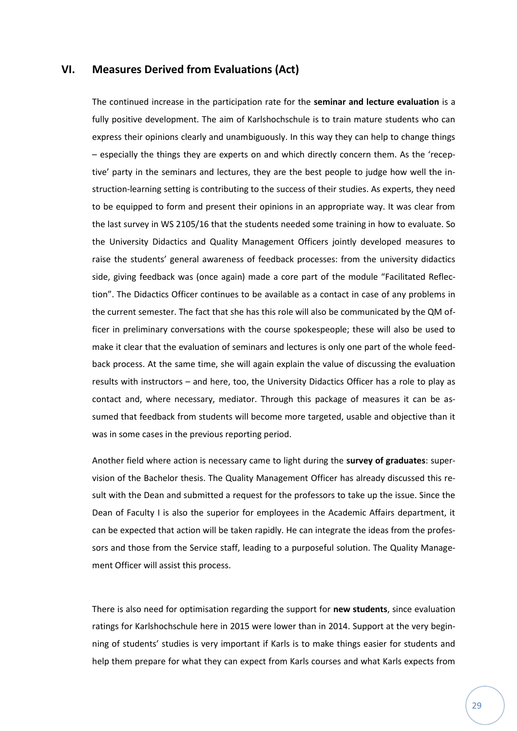## VI. Measures Derived from Evaluations (Act)

The continued increase in the participation rate for the **seminar and lecture evaluation** is a fully positive development. The aim of Karlshochschule is to train mature students who can express their opinions clearly and unambiguously. In this way they can help to change things – especially the things they are experts on and which directly concern them. As the 'receptive' party in the seminars and lectures, they are the best people to judge how well the instruction-learning setting is contributing to the success of their studies. As experts, they need to be equipped to form and present their opinions in an appropriate way. It was clear from the last survey in WS 2105/16 that the students needed some training in how to evaluate. So the University Didactics and Quality Management Officers jointly developed measures to raise the students' general awareness of feedback processes: from the university didactics side, giving feedback was (once again) made a core part of the module "Facilitated Reflection". The Didactics Officer continues to be available as a contact in case of any problems in the current semester. The fact that she has this role will also be communicated by the QM officer in preliminary conversations with the course spokespeople; these will also be used to make it clear that the evaluation of seminars and lectures is only one part of the whole feedback process. At the same time, she will again explain the value of discussing the evaluation results with instructors – and here, too, the University Didactics Officer has a role to play as contact and, where necessary, mediator. Through this package of measures it can be assumed that feedback from students will become more targeted, usable and objective than it was in some cases in the previous reporting period.

Another field where action is necessary came to light during the **survey of graduates**: supervision of the Bachelor thesis. The Quality Management Officer has already discussed this result with the Dean and submitted a request for the professors to take up the issue. Since the Dean of Faculty I is also the superior for employees in the Academic Affairs department, it can be expected that action will be taken rapidly. He can integrate the ideas from the professors and those from the Service staff, leading to a purposeful solution. The Quality Management Officer will assist this process.

There is also need for optimisation regarding the support for **new students**, since evaluation ratings for Karlshochschule here in 2015 were lower than in 2014. Support at the very beginning of students' studies is very important if Karls is to make things easier for students and help them prepare for what they can expect from Karls courses and what Karls expects from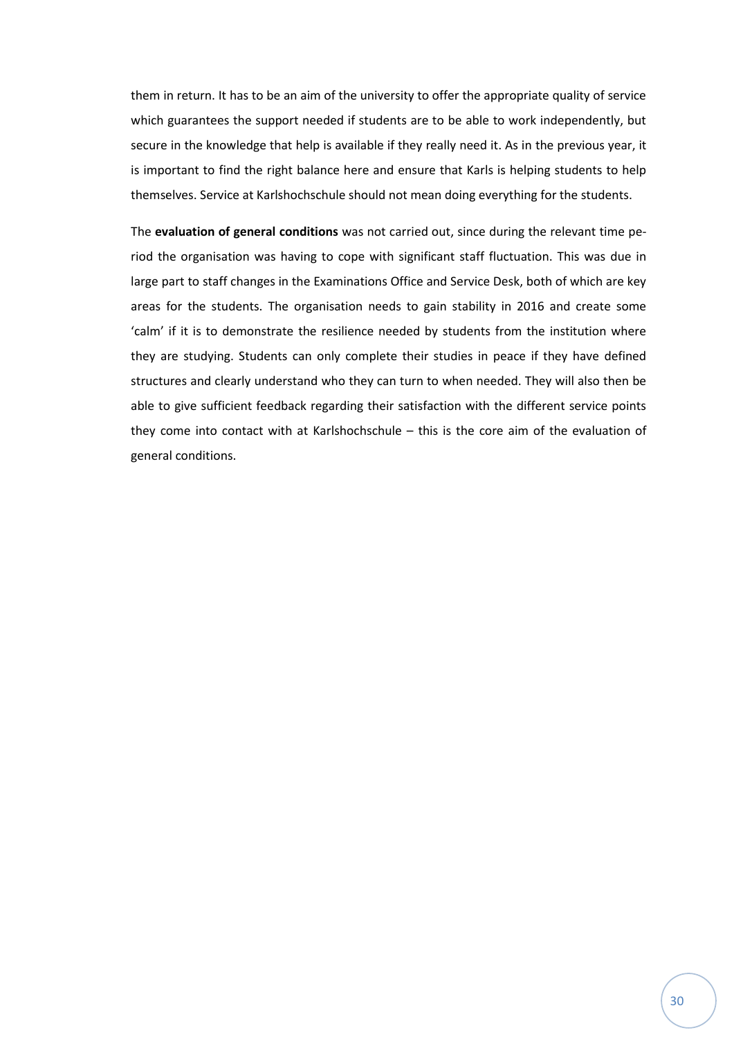them in return. It has to be an aim of the university to offer the appropriate quality of service which guarantees the support needed if students are to be able to work independently, but secure in the knowledge that help is available if they really need it. As in the previous year, it is important to find the right balance here and ensure that Karls is helping students to help themselves. Service at Karlshochschule should not mean doing everything for the students.

The **evaluation of general conditions** was not carried out, since during the relevant time period the organisation was having to cope with significant staff fluctuation. This was due in large part to staff changes in the Examinations Office and Service Desk, both of which are key areas for the students. The organisation needs to gain stability in 2016 and create some 'calm' if it is to demonstrate the resilience needed by students from the institution where they are studying. Students can only complete their studies in peace if they have defined structures and clearly understand who they can turn to when needed. They will also then be able to give sufficient feedback regarding their satisfaction with the different service points they come into contact with at Karlshochschule – this is the core aim of the evaluation of general conditions.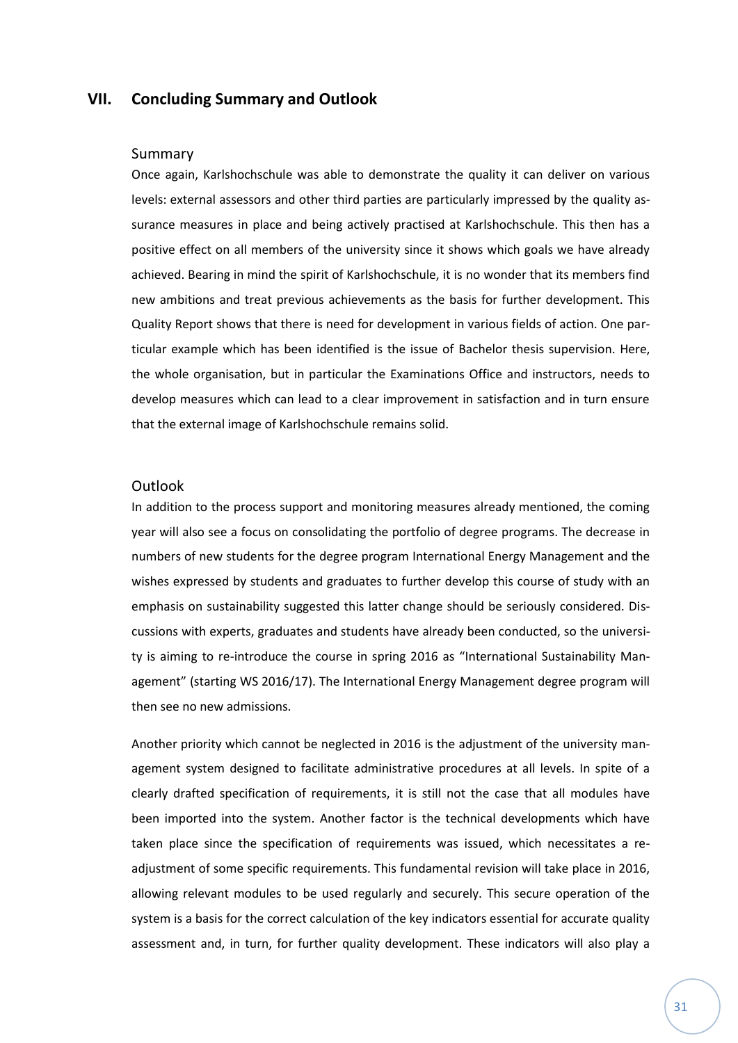# VII. Concluding Summary and Outlook

## Summary

Once again, Karlshochschule was able to demonstrate the quality it can deliver on various levels: external assessors and other third parties are particularly impressed by the quality assurance measures in place and being actively practised at Karlshochschule. This then has a positive effect on all members of the university since it shows which goals we have already achieved. Bearing in mind the spirit of Karlshochschule, it is no wonder that its members find new ambitions and treat previous achievements as the basis for further development. This Quality Report shows that there is need for development in various fields of action. One particular example which has been identified is the issue of Bachelor thesis supervision. Here, the whole organisation, but in particular the Examinations Office and instructors, needs to develop measures which can lead to a clear improvement in satisfaction and in turn ensure that the external image of Karlshochschule remains solid.

## Outlook

In addition to the process support and monitoring measures already mentioned, the coming year will also see a focus on consolidating the portfolio of degree programs. The decrease in numbers of new students for the degree program International Energy Management and the wishes expressed by students and graduates to further develop this course of study with an emphasis on sustainability suggested this latter change should be seriously considered. Discussions with experts, graduates and students have already been conducted, so the university is aiming to re-introduce the course in spring 2016 as "International Sustainability Management" (starting WS 2016/17). The International Energy Management degree program will then see no new admissions.

Another priority which cannot be neglected in 2016 is the adjustment of the university management system designed to facilitate administrative procedures at all levels. In spite of a clearly drafted specification of requirements, it is still not the case that all modules have been imported into the system. Another factor is the technical developments which have taken place since the specification of requirements was issued, which necessitates a re-adjustment of some specific requirements. This fundamental revision will take place in 2016, allowing relevant modules to be used regularly and securely. This secure operation of the system is a basis for the correct calculation of the key indicators essential for accurate quality assessment and, in turn, for further quality development. These indicators will also play a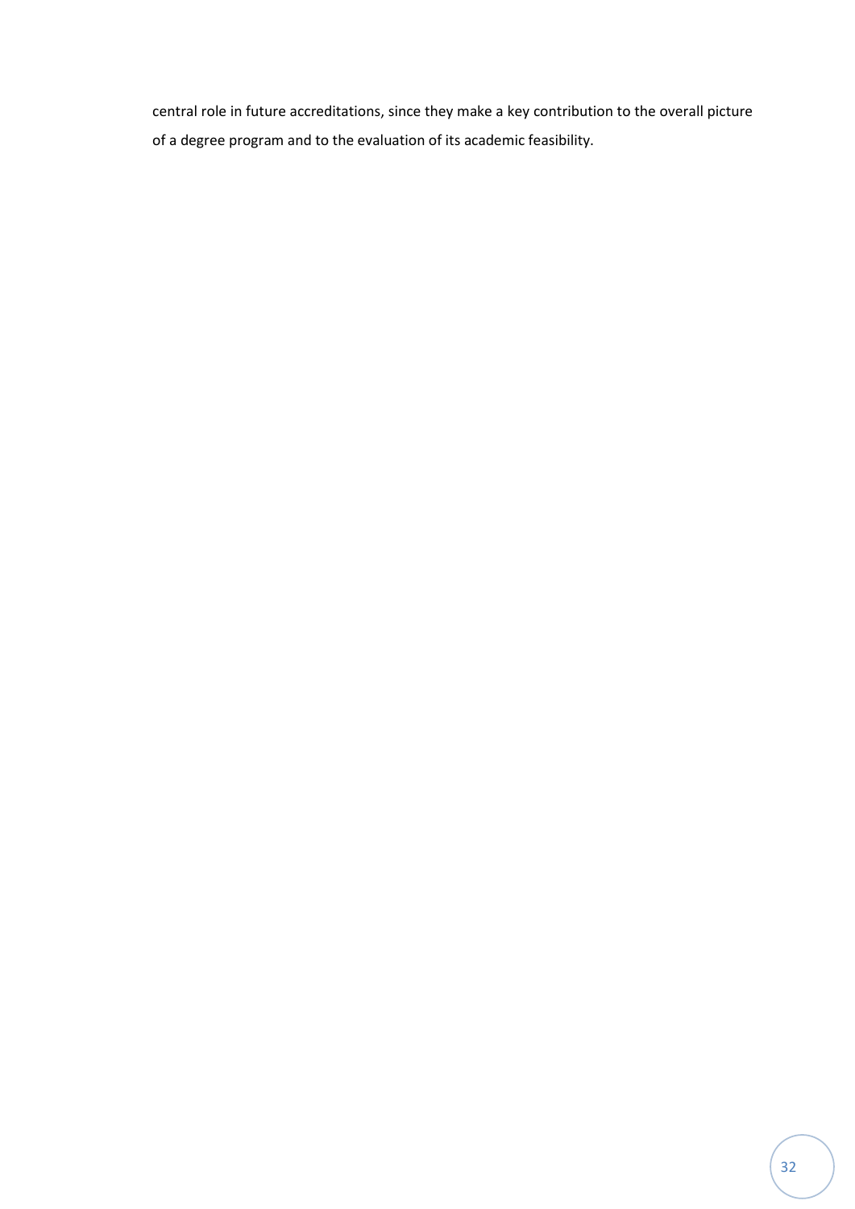central role in future accreditations, since they make a key contribution to the overall picture of a degree program and to the evaluation of its academic feasibility.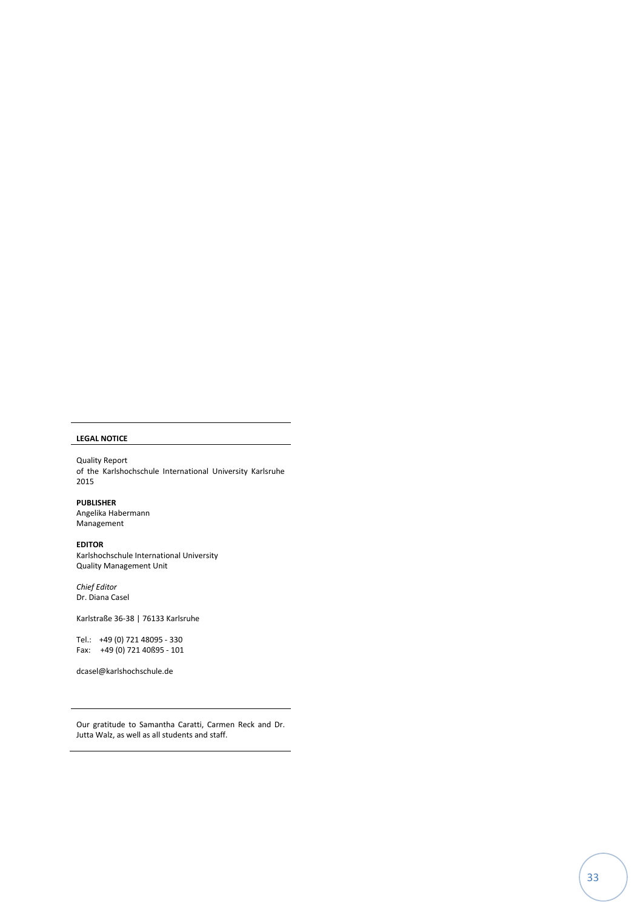**LEGAL NOTICE**

Quality Report
of the Karlshochschule International University Karlsruhe
2015

**PUBLISHER**
Angelika Habermann
Management

**EDITOR**
Karlshochschule International University
Quality Management Unit

*Chief Editor*
Dr. Diana Casel

Karlstraße 36-38 | 76133 Karlsruhe

Tel.: +49 (0) 721 48095 - 330
Fax: +49 (0) 721 40ß95 - 101

dcasel@karlshochschule.de

Our gratitude to Samantha Caratti, Carmen Reck and Dr. Jutta Walz, as well as all students and staff.